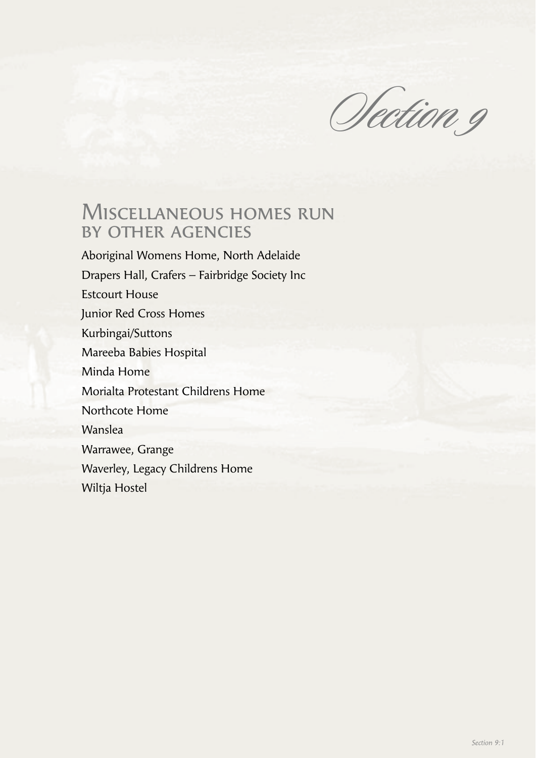# Section 9

## Miscellaneous homes run by other agencies

Aboriginal Womens Home, North Adelaide

Drapers Hall, Crafers – Fairbridge Society Inc

Estcourt House

Junior Red Cross Homes

Kurbingai/Suttons

Mareeba Babies Hospital

Minda Home

Morialta Protestant Childrens Home

Northcote Home

Wanslea

Warrawee, Grange

Waverley, Legacy Childrens Home

Wiltja Hostel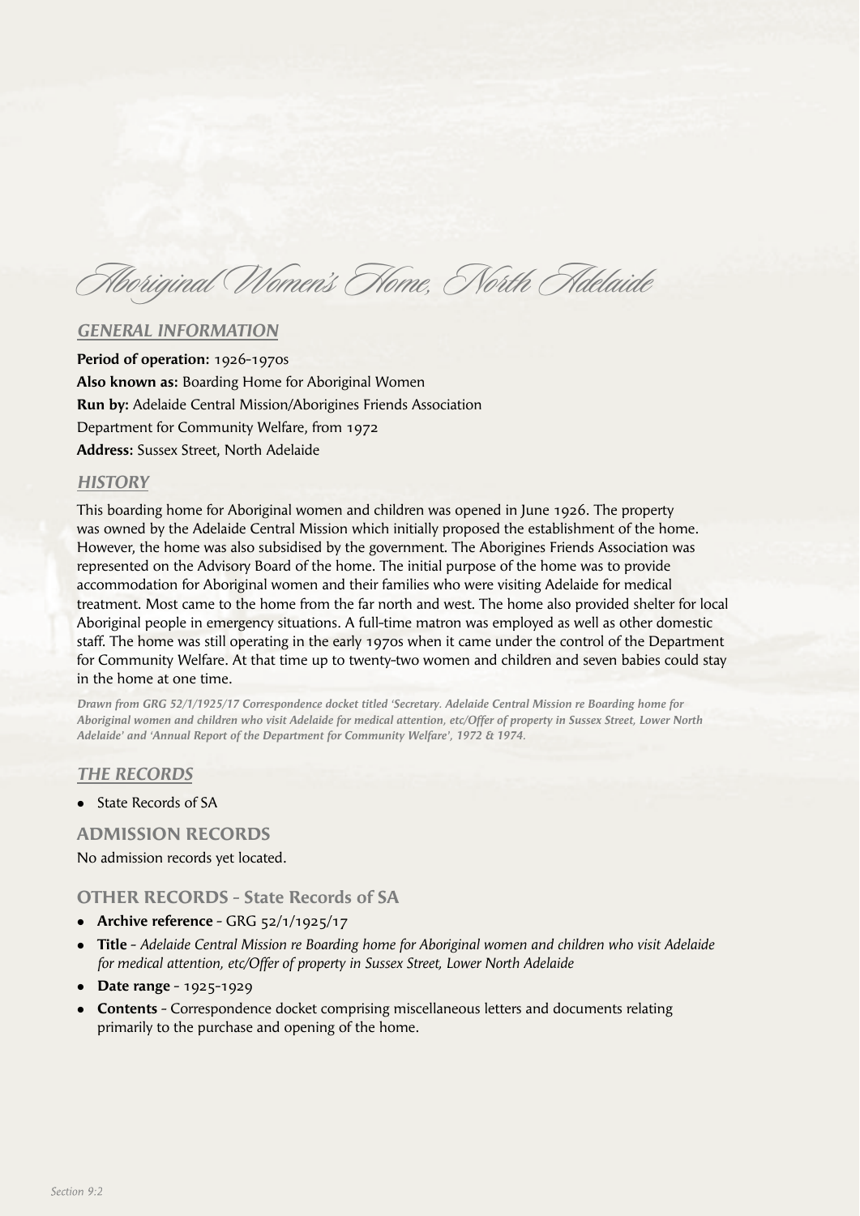# Aboriginal Women's Home, North Adelaide

## GENERAL INFORMATION

**Period of operation:** 1926-1970s
**Also known as:** Boarding Home for Aboriginal Women
**Run by:** Adelaide Central Mission/Aborigines Friends Association
Department for Community Welfare, from 1972
**Address:** Sussex Street, North Adelaide

## HISTORY

This boarding home for Aboriginal women and children was opened in June 1926. The property was owned by the Adelaide Central Mission which initially proposed the establishment of the home. However, the home was also subsidised by the government. The Aborigines Friends Association was represented on the Advisory Board of the home. The initial purpose of the home was to provide accommodation for Aboriginal women and their families who were visiting Adelaide for medical treatment. Most came to the home from the far north and west. The home also provided shelter for local Aboriginal people in emergency situations. A full-time matron was employed as well as other domestic staff. The home was still operating in the early 1970s when it came under the control of the Department for Community Welfare. At that time up to twenty-two women and children and seven babies could stay in the home at one time.

***Drawn from GRG 52/1/1925/17 Correspondence docket titled 'Secretary. Adelaide Central Mission re Boarding home for Aboriginal women and children who visit Adelaide for medical attention, etc/Offer of property in Sussex Street, Lower North Adelaide' and 'Annual Report of the Department for Community Welfare', 1972 & 1974.***

## THE RECORDS

- State Records of SA

### ADMISSION RECORDS

No admission records yet located.

### OTHER RECORDS - State Records of SA

- **Archive reference** - GRG 52/1/1925/17
- **Title** - *Adelaide Central Mission re Boarding home for Aboriginal women and children who visit Adelaide for medical attention, etc/Offer of property in Sussex Street, Lower North Adelaide*
- **Date range** - 1925-1929
- **Contents** - Correspondence docket comprising miscellaneous letters and documents relating primarily to the purchase and opening of the home.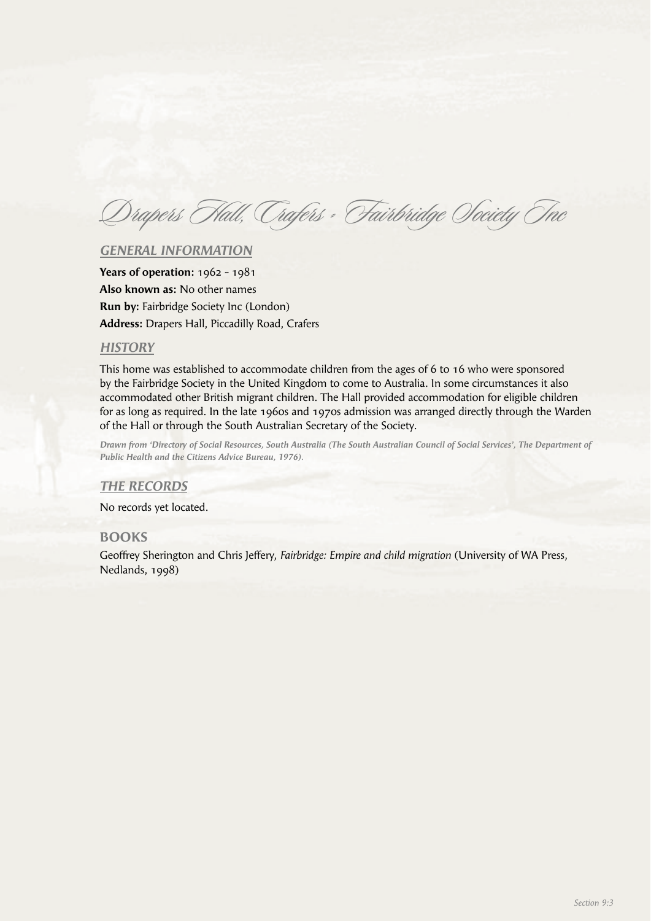# Drapers Hall, Crafers - Fairbridge Society Inc

## *GENERAL INFORMATION*

**Years of operation:** 1962 - 1981
**Also known as:** No other names
**Run by:** Fairbridge Society Inc (London)
**Address:** Drapers Hall, Piccadilly Road, Crafers

## *HISTORY*

This home was established to accommodate children from the ages of 6 to 16 who were sponsored by the Fairbridge Society in the United Kingdom to come to Australia. In some circumstances it also accommodated other British migrant children. The Hall provided accommodation for eligible children for as long as required. In the late 1960s and 1970s admission was arranged directly through the Warden of the Hall or through the South Australian Secretary of the Society.

***Drawn from 'Directory of Social Resources, South Australia (The South Australian Council of Social Services', The Department of Public Health and the Citizens Advice Bureau, 1976).***

## *THE RECORDS*

No records yet located.

## BOOKS

Geoffrey Sherington and Chris Jeffery, *Fairbridge: Empire and child migration* (University of WA Press, Nedlands, 1998)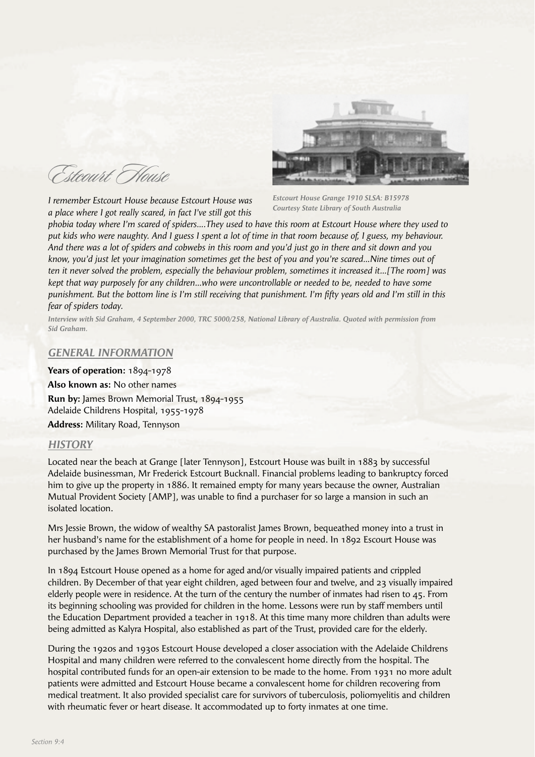# Estcourt House

Estcourt House Grange 1910 SLSA: B15978
Courtesy State Library of South Australia

*I remember Estcourt House because Estcourt House was a place where I got really scared, in fact I've still got this phobia today where I'm scared of spiders....They used to have this room at Estcourt House where they used to put kids who were naughty. And I guess I spent a lot of time in that room because of, I guess, my behaviour. And there was a lot of spiders and cobwebs in this room and you'd just go in there and sit down and you know, you'd just let your imagination sometimes get the best of you and you're scared...Nine times out of ten it never solved the problem, especially the behaviour problem, sometimes it increased it...[The room] was kept that way purposely for any children...who were uncontrollable or needed to be, needed to have some punishment. But the bottom line is I'm still receiving that punishment. I'm fifty years old and I'm still in this fear of spiders today.*

*Interview with Sid Graham, 4 September 2000, TRC 5000/258, National Library of Australia. Quoted with permission from Sid Graham.*

## GENERAL INFORMATION

**Years of operation:** 1894-1978

**Also known as:** No other names

**Run by:** James Brown Memorial Trust, 1894-1955
Adelaide Childrens Hospital, 1955-1978

**Address:** Military Road, Tennyson

## HISTORY

Located near the beach at Grange [later Tennyson], Estcourt House was built in 1883 by successful Adelaide businessman, Mr Frederick Estcourt Bucknall. Financial problems leading to bankruptcy forced him to give up the property in 1886. It remained empty for many years because the owner, Australian Mutual Provident Society [AMP], was unable to find a purchaser for so large a mansion in such an isolated location.

Mrs Jessie Brown, the widow of wealthy SA pastoralist James Brown, bequeathed money into a trust in her husband's name for the establishment of a home for people in need. In 1892 Escourt House was purchased by the James Brown Memorial Trust for that purpose.

In 1894 Estcourt House opened as a home for aged and/or visually impaired patients and crippled children. By December of that year eight children, aged between four and twelve, and 23 visually impaired elderly people were in residence. At the turn of the century the number of inmates had risen to 45. From its beginning schooling was provided for children in the home. Lessons were run by staff members until the Education Department provided a teacher in 1918. At this time many more children than adults were being admitted as Kalyra Hospital, also established as part of the Trust, provided care for the elderly.

During the 1920s and 1930s Estcourt House developed a closer association with the Adelaide Childrens Hospital and many children were referred to the convalescent home directly from the hospital. The hospital contributed funds for an open-air extension to be made to the home. From 1931 no more adult patients were admitted and Estcourt House became a convalescent home for children recovering from medical treatment. It also provided specialist care for survivors of tuberculosis, poliomyelitis and children with rheumatic fever or heart disease. It accommodated up to forty inmates at one time.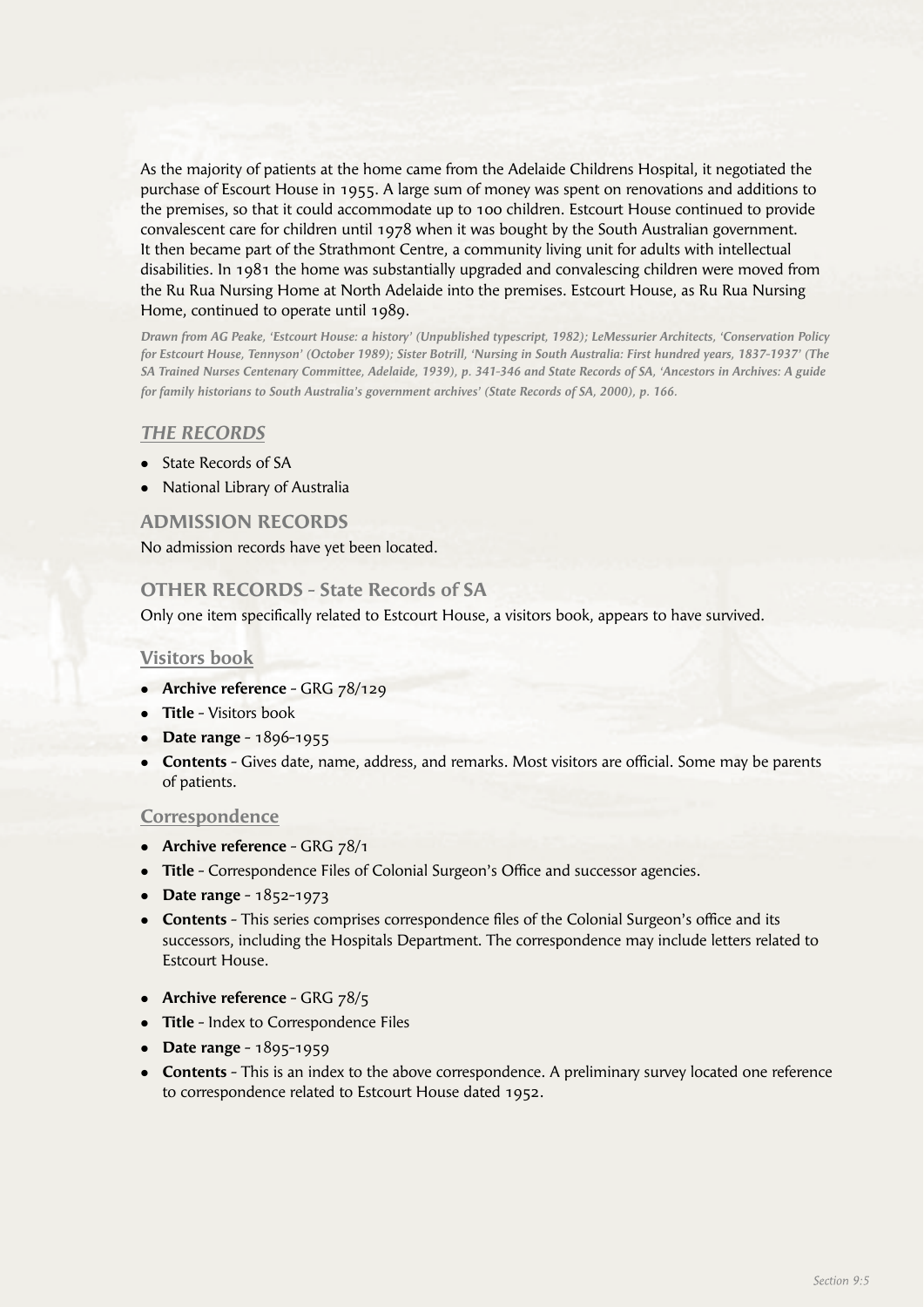As the majority of patients at the home came from the Adelaide Childrens Hospital, it negotiated the purchase of Escourt House in 1955. A large sum of money was spent on renovations and additions to the premises, so that it could accommodate up to 100 children. Estcourt House continued to provide convalescent care for children until 1978 when it was bought by the South Australian government. It then became part of the Strathmont Centre, a community living unit for adults with intellectual disabilities. In 1981 the home was substantially upgraded and convalescing children were moved from the Ru Rua Nursing Home at North Adelaide into the premises. Estcourt House, as Ru Rua Nursing Home, continued to operate until 1989.

*Drawn from AG Peake, 'Estcourt House: a history' (Unpublished typescript, 1982); LeMessurier Architects, 'Conservation Policy for Estcourt House, Tennyson' (October 1989); Sister Botrill, 'Nursing in South Australia: First hundred years, 1837-1937' (The SA Trained Nurses Centenary Committee, Adelaide, 1939), p. 341-346 and State Records of SA, 'Ancestors in Archives: A guide for family historians to South Australia's government archives' (State Records of SA, 2000), p. 166.*

## *THE RECORDS*

- State Records of SA
- National Library of Australia

### ADMISSION RECORDS

No admission records have yet been located.

### OTHER RECORDS – State Records of SA

Only one item specifically related to Estcourt House, a visitors book, appears to have survived.

#### Visitors book

- **Archive reference** – GRG 78/129
- **Title** – Visitors book
- **Date range** – 1896-1955
- **Contents** – Gives date, name, address, and remarks. Most visitors are official. Some may be parents of patients.

#### Correspondence

- **Archive reference** – GRG 78/1
- **Title** – Correspondence Files of Colonial Surgeon's Office and successor agencies.
- **Date range** – 1852-1973
- **Contents** – This series comprises correspondence files of the Colonial Surgeon's office and its successors, including the Hospitals Department. The correspondence may include letters related to Estcourt House.

- **Archive reference** – GRG 78/5
- **Title** – Index to Correspondence Files
- **Date range** – 1895-1959
- **Contents** – This is an index to the above correspondence. A preliminary survey located one reference to correspondence related to Estcourt House dated 1952.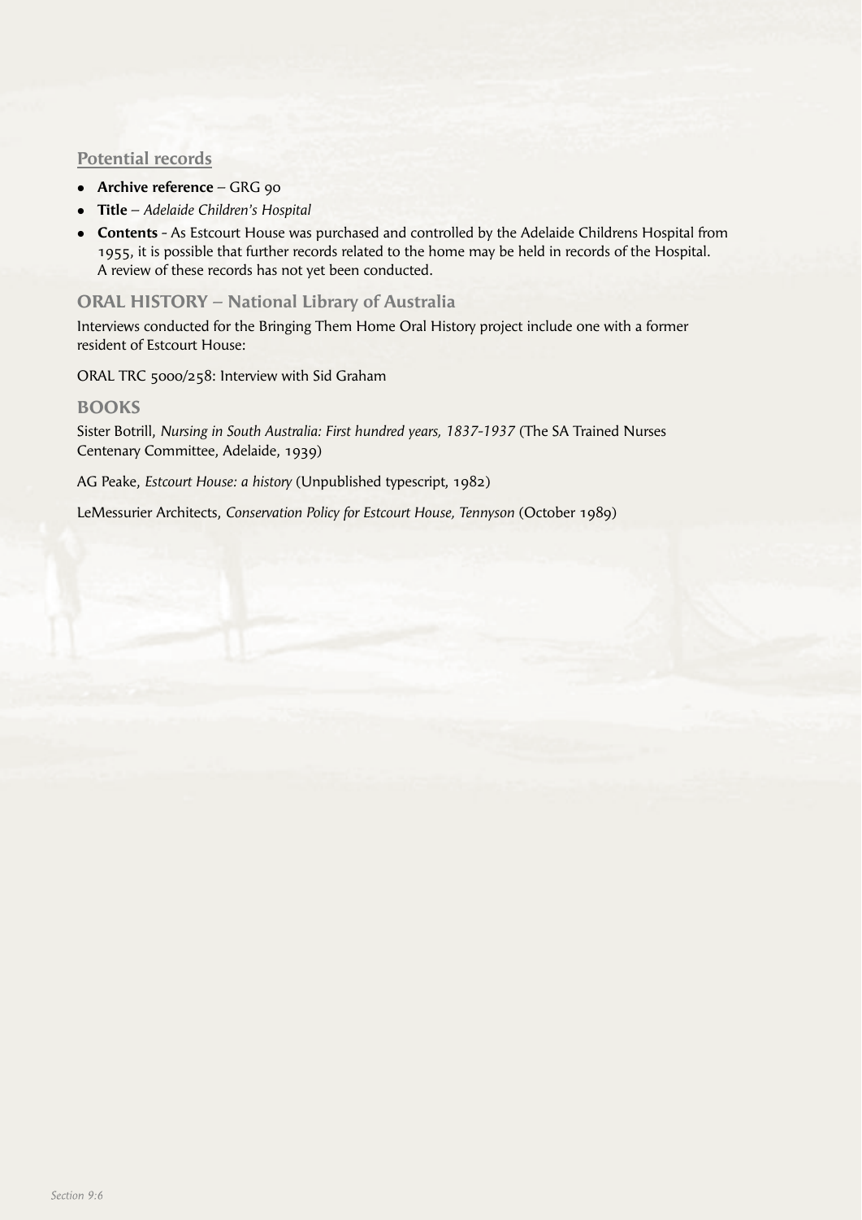### Potential records

- **Archive reference** – GRG 90
- **Title** – *Adelaide Children's Hospital*
- **Contents** - As Estcourt House was purchased and controlled by the Adelaide Childrens Hospital from 1955, it is possible that further records related to the home may be held in records of the Hospital. A review of these records has not yet been conducted.

## ORAL HISTORY – National Library of Australia

Interviews conducted for the Bringing Them Home Oral History project include one with a former resident of Estcourt House:

ORAL TRC 5000/258: Interview with Sid Graham

## BOOKS

Sister Botrill, *Nursing in South Australia: First hundred years, 1837-1937* (The SA Trained Nurses Centenary Committee, Adelaide, 1939)

AG Peake, *Estcourt House: a history* (Unpublished typescript, 1982)

LeMessurier Architects, *Conservation Policy for Estcourt House, Tennyson* (October 1989)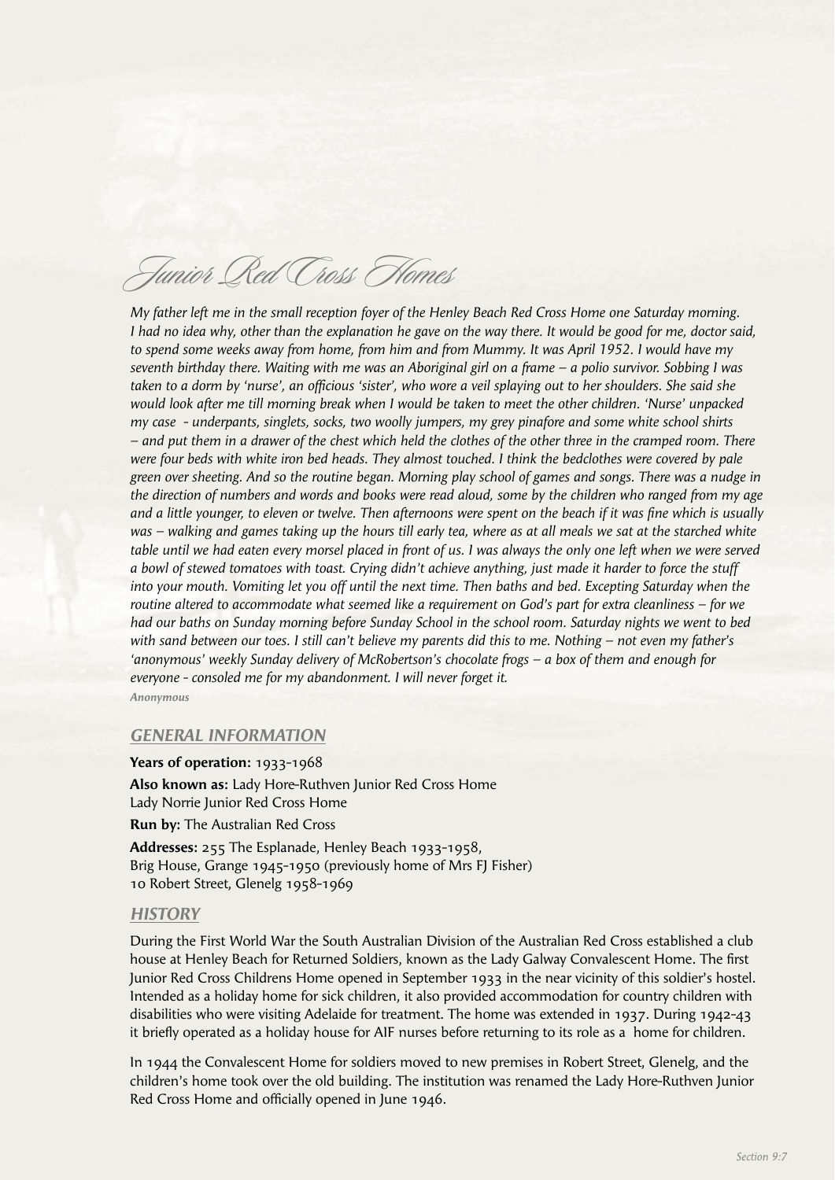# Junior Red Cross Homes

*My father left me in the small reception foyer of the Henley Beach Red Cross Home one Saturday morning. I had no idea why, other than the explanation he gave on the way there. It would be good for me, doctor said, to spend some weeks away from home, from him and from Mummy. It was April 1952. I would have my seventh birthday there. Waiting with me was an Aboriginal girl on a frame – a polio survivor. Sobbing I was taken to a dorm by 'nurse', an officious 'sister', who wore a veil splaying out to her shoulders. She said she would look after me till morning break when I would be taken to meet the other children. 'Nurse' unpacked my case - underpants, singlets, socks, two woolly jumpers, my grey pinafore and some white school shirts – and put them in a drawer of the chest which held the clothes of the other three in the cramped room. There were four beds with white iron bed heads. They almost touched. I think the bedclothes were covered by pale green over sheeting. And so the routine began. Morning play school of games and songs. There was a nudge in the direction of numbers and words and books were read aloud, some by the children who ranged from my age and a little younger, to eleven or twelve. Then afternoons were spent on the beach if it was fine which is usually was – walking and games taking up the hours till early tea, where as at all meals we sat at the starched white table until we had eaten every morsel placed in front of us. I was always the only one left when we were served a bowl of stewed tomatoes with toast. Crying didn't achieve anything, just made it harder to force the stuff into your mouth. Vomiting let you off until the next time. Then baths and bed. Excepting Saturday when the routine altered to accommodate what seemed like a requirement on God's part for extra cleanliness – for we had our baths on Sunday morning before Sunday School in the school room. Saturday nights we went to bed with sand between our toes. I still can't believe my parents did this to me. Nothing – not even my father's 'anonymous' weekly Sunday delivery of McRobertson's chocolate frogs – a box of them and enough for everyone - consoled me for my abandonment. I will never forget it.*

***Anonymous***

## GENERAL INFORMATION

**Years of operation:** 1933-1968

**Also known as:** Lady Hore-Ruthven Junior Red Cross Home
Lady Norrie Junior Red Cross Home

**Run by:** The Australian Red Cross

**Addresses:** 255 The Esplanade, Henley Beach 1933-1958,
Brig House, Grange 1945-1950 (previously home of Mrs FJ Fisher)
10 Robert Street, Glenelg 1958-1969

## HISTORY

During the First World War the South Australian Division of the Australian Red Cross established a club house at Henley Beach for Returned Soldiers, known as the Lady Galway Convalescent Home. The first Junior Red Cross Childrens Home opened in September 1933 in the near vicinity of this soldier's hostel. Intended as a holiday home for sick children, it also provided accommodation for country children with disabilities who were visiting Adelaide for treatment. The home was extended in 1937. During 1942-43 it briefly operated as a holiday house for AIF nurses before returning to its role as a home for children.

In 1944 the Convalescent Home for soldiers moved to new premises in Robert Street, Glenelg, and the children's home took over the old building. The institution was renamed the Lady Hore-Ruthven Junior Red Cross Home and officially opened in June 1946.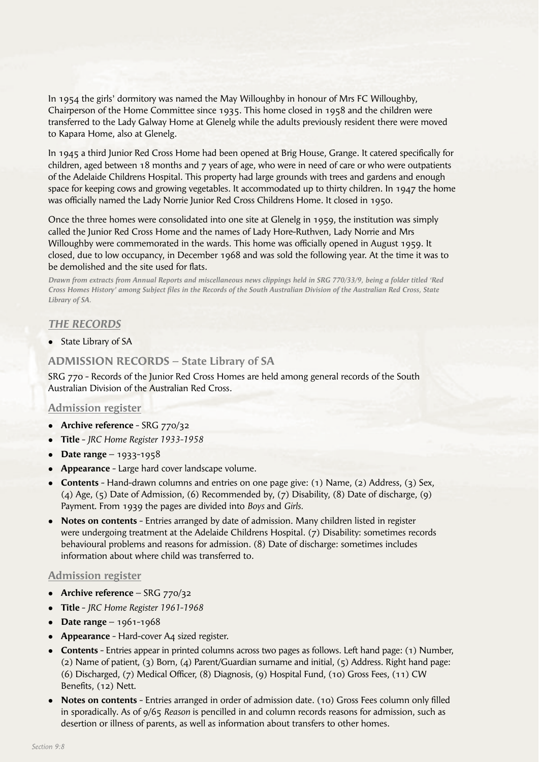In 1954 the girls' dormitory was named the May Willoughby in honour of Mrs FC Willoughby, Chairperson of the Home Committee since 1935. This home closed in 1958 and the children were transferred to the Lady Galway Home at Glenelg while the adults previously resident there were moved to Kapara Home, also at Glenelg.

In 1945 a third Junior Red Cross Home had been opened at Brig House, Grange. It catered specifically for children, aged between 18 months and 7 years of age, who were in need of care or who were outpatients of the Adelaide Childrens Hospital. This property had large grounds with trees and gardens and enough space for keeping cows and growing vegetables. It accommodated up to thirty children. In 1947 the home was officially named the Lady Norrie Junior Red Cross Childrens Home. It closed in 1950.

Once the three homes were consolidated into one site at Glenelg in 1959, the institution was simply called the Junior Red Cross Home and the names of Lady Hore-Ruthven, Lady Norrie and Mrs Willoughby were commemorated in the wards. This home was officially opened in August 1959. It closed, due to low occupancy, in December 1968 and was sold the following year. At the time it was to be demolished and the site used for flats.

***Drawn from extracts from Annual Reports and miscellaneous news clippings held in SRG 770/33/9, being a folder titled 'Red Cross Homes History' among Subject files in the Records of the South Australian Division of the Australian Red Cross, State Library of SA.***

## *THE RECORDS*

- State Library of SA

### ADMISSION RECORDS – State Library of SA

SRG 770 - Records of the Junior Red Cross Homes are held among general records of the South Australian Division of the Australian Red Cross.

#### Admission register

- **Archive reference** - SRG 770/32
- **Title** - *JRC Home Register 1933-1958*
- **Date range** – 1933-1958
- **Appearance** - Large hard cover landscape volume.
- **Contents** - Hand-drawn columns and entries on one page give: (1) Name, (2) Address, (3) Sex, (4) Age, (5) Date of Admission, (6) Recommended by, (7) Disability, (8) Date of discharge, (9) Payment. From 1939 the pages are divided into *Boys* and *Girls.*
- **Notes on contents** - Entries arranged by date of admission. Many children listed in register were undergoing treatment at the Adelaide Childrens Hospital. (7) Disability: sometimes records behavioural problems and reasons for admission. (8) Date of discharge: sometimes includes information about where child was transferred to.

#### Admission register

- **Archive reference** – SRG 770/32
- **Title** - *JRC Home Register 1961-1968*
- **Date range** – 1961-1968
- **Appearance** - Hard-cover A4 sized register.
- **Contents** - Entries appear in printed columns across two pages as follows. Left hand page: (1) Number, (2) Name of patient, (3) Born, (4) Parent/Guardian surname and initial, (5) Address. Right hand page: (6) Discharged, (7) Medical Officer, (8) Diagnosis, (9) Hospital Fund, (10) Gross Fees, (11) CW Benefits, (12) Nett.
- **Notes on contents** - Entries arranged in order of admission date. (10) Gross Fees column only filled in sporadically. As of 9/65 *Reason* is pencilled in and column records reasons for admission, such as desertion or illness of parents, as well as information about transfers to other homes.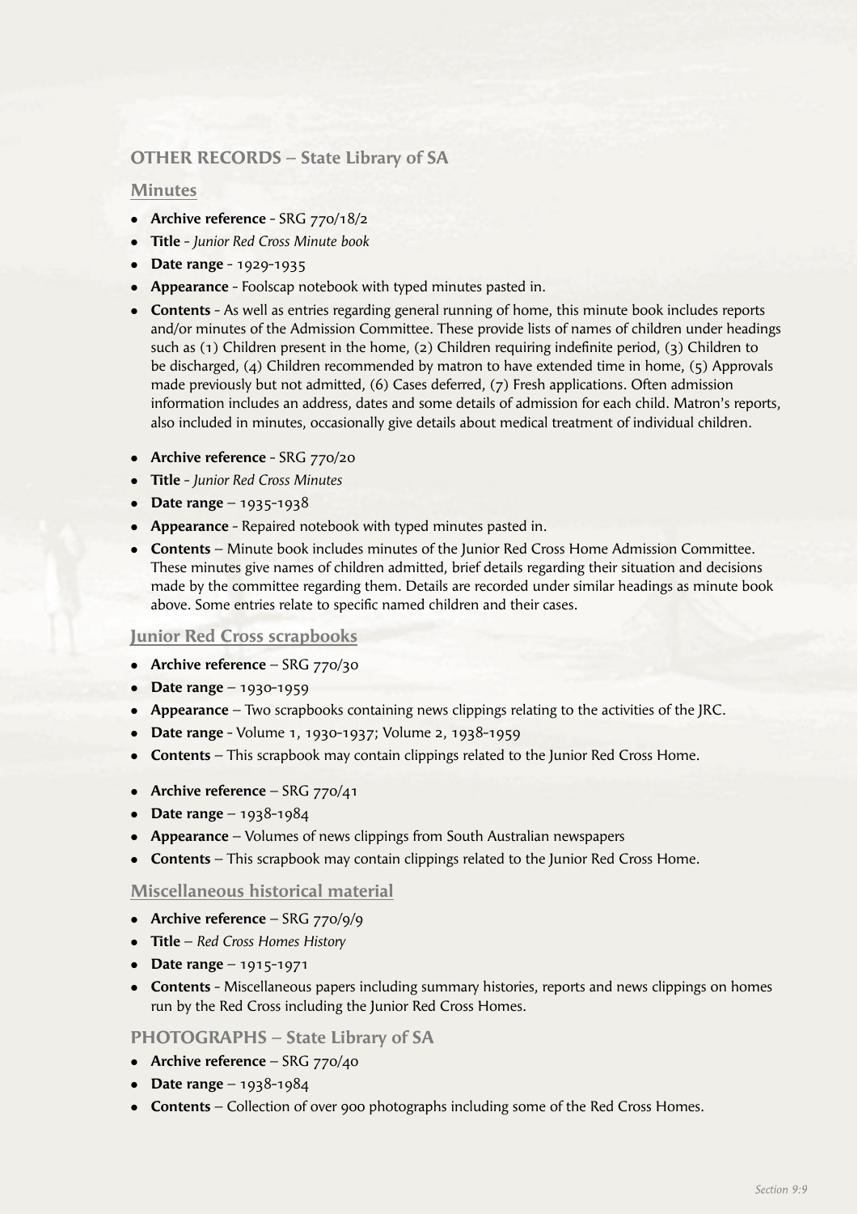## OTHER RECORDS – State Library of SA

### Minutes

- **Archive reference** - SRG 770/18/2
- **Title** - *Junior Red Cross Minute book*
- **Date range** - 1929-1935
- **Appearance** - Foolscap notebook with typed minutes pasted in.
- **Contents** - As well as entries regarding general running of home, this minute book includes reports and/or minutes of the Admission Committee. These provide lists of names of children under headings such as (1) Children present in the home, (2) Children requiring indefinite period, (3) Children to be discharged, (4) Children recommended by matron to have extended time in home, (5) Approvals made previously but not admitted, (6) Cases deferred, (7) Fresh applications. Often admission information includes an address, dates and some details of admission for each child. Matron's reports, also included in minutes, occasionally give details about medical treatment of individual children.

- **Archive reference** - SRG 770/20
- **Title** - *Junior Red Cross Minutes*
- **Date range** – 1935-1938
- **Appearance** - Repaired notebook with typed minutes pasted in.
- **Contents** – Minute book includes minutes of the Junior Red Cross Home Admission Committee. These minutes give names of children admitted, brief details regarding their situation and decisions made by the committee regarding them. Details are recorded under similar headings as minute book above. Some entries relate to specific named children and their cases.

### Junior Red Cross scrapbooks

- **Archive reference** – SRG 770/30
- **Date range** – 1930-1959
- **Appearance** – Two scrapbooks containing news clippings relating to the activities of the JRC.
- **Date range** - Volume 1, 1930-1937; Volume 2, 1938-1959
- **Contents** – This scrapbook may contain clippings related to the Junior Red Cross Home.

- **Archive reference** – SRG 770/41
- **Date range** – 1938-1984
- **Appearance** – Volumes of news clippings from South Australian newspapers
- **Contents** – This scrapbook may contain clippings related to the Junior Red Cross Home.

### Miscellaneous historical material

- **Archive reference** – SRG 770/9/9
- **Title** – *Red Cross Homes History*
- **Date range** – 1915-1971
- **Contents** - Miscellaneous papers including summary histories, reports and news clippings on homes run by the Red Cross including the Junior Red Cross Homes.

## PHOTOGRAPHS – State Library of SA

- **Archive reference** – SRG 770/40
- **Date range** – 1938-1984
- **Contents** – Collection of over 900 photographs including some of the Red Cross Homes.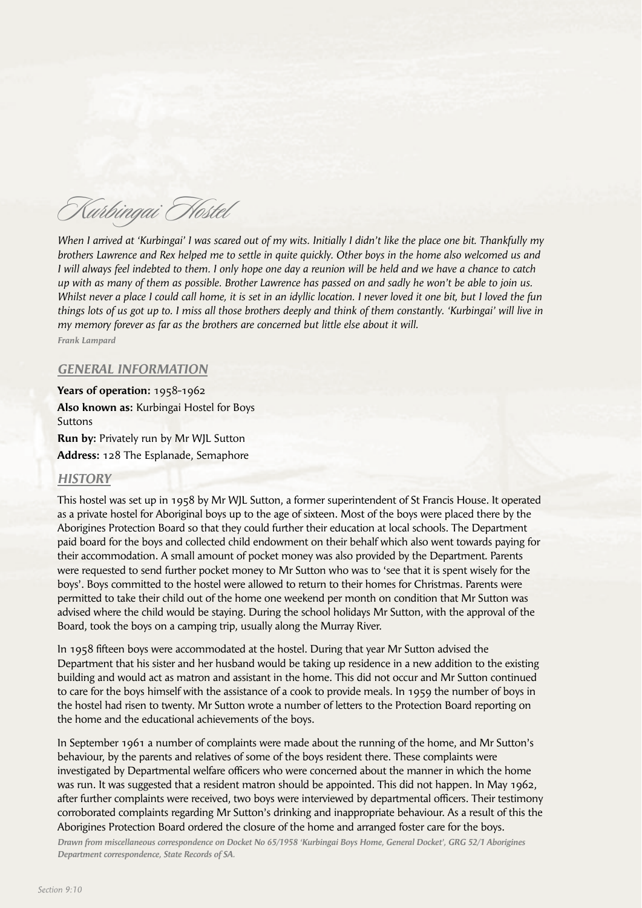# Kurbingai Hostel

*When I arrived at 'Kurbingai' I was scared out of my wits. Initially I didn't like the place one bit. Thankfully my brothers Lawrence and Rex helped me to settle in quite quickly. Other boys in the home also welcomed us and I will always feel indebted to them. I only hope one day a reunion will be held and we have a chance to catch up with as many of them as possible. Brother Lawrence has passed on and sadly he won't be able to join us. Whilst never a place I could call home, it is set in an idyllic location. I never loved it one bit, but I loved the fun things lots of us got up to. I miss all those brothers deeply and think of them constantly. 'Kurbingai' will live in my memory forever as far as the brothers are concerned but little else about it will.*

***Frank Lampard***

## *GENERAL INFORMATION*

**Years of operation:** 1958-1962

**Also known as:** Kurbingai Hostel for Boys
Suttons

**Run by:** Privately run by Mr WJL Sutton

**Address:** 128 The Esplanade, Semaphore

## *HISTORY*

This hostel was set up in 1958 by Mr WJL Sutton, a former superintendent of St Francis House. It operated as a private hostel for Aboriginal boys up to the age of sixteen. Most of the boys were placed there by the Aborigines Protection Board so that they could further their education at local schools. The Department paid board for the boys and collected child endowment on their behalf which also went towards paying for their accommodation. A small amount of pocket money was also provided by the Department. Parents were requested to send further pocket money to Mr Sutton who was to 'see that it is spent wisely for the boys'. Boys committed to the hostel were allowed to return to their homes for Christmas. Parents were permitted to take their child out of the home one weekend per month on condition that Mr Sutton was advised where the child would be staying. During the school holidays Mr Sutton, with the approval of the Board, took the boys on a camping trip, usually along the Murray River.

In 1958 fifteen boys were accommodated at the hostel. During that year Mr Sutton advised the Department that his sister and her husband would be taking up residence in a new addition to the existing building and would act as matron and assistant in the home. This did not occur and Mr Sutton continued to care for the boys himself with the assistance of a cook to provide meals. In 1959 the number of boys in the hostel had risen to twenty. Mr Sutton wrote a number of letters to the Protection Board reporting on the home and the educational achievements of the boys.

In September 1961 a number of complaints were made about the running of the home, and Mr Sutton's behaviour, by the parents and relatives of some of the boys resident there. These complaints were investigated by Departmental welfare officers who were concerned about the manner in which the home was run. It was suggested that a resident matron should be appointed. This did not happen. In May 1962, after further complaints were received, two boys were interviewed by departmental officers. Their testimony corroborated complaints regarding Mr Sutton's drinking and inappropriate behaviour. As a result of this the Aborigines Protection Board ordered the closure of the home and arranged foster care for the boys.

***Drawn from miscellaneous correspondence on Docket No 65/1958 'Kurbingai Boys Home, General Docket', GRG 52/1 Aborigines Department correspondence, State Records of SA.***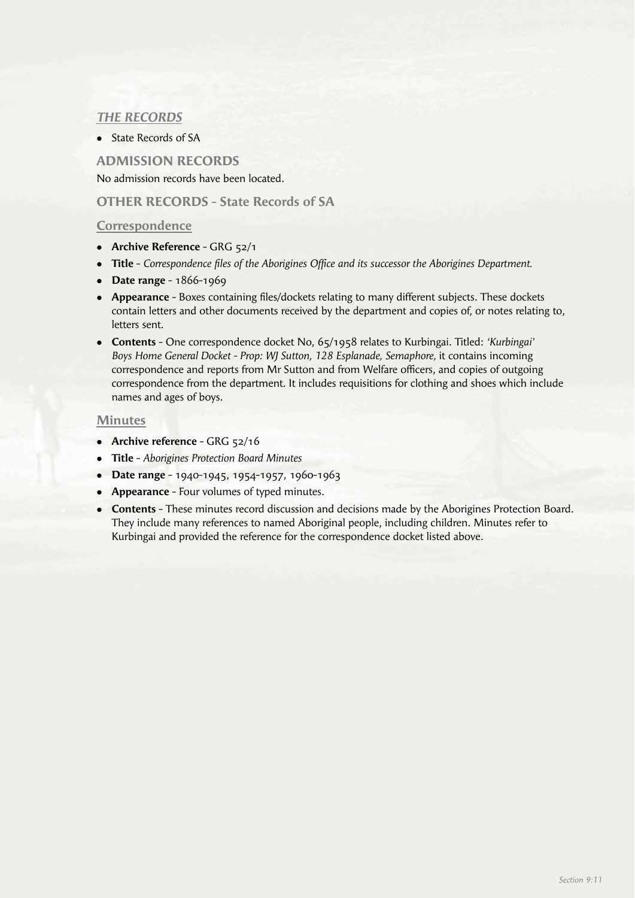## *THE RECORDS*

- State Records of SA

### ADMISSION RECORDS

No admission records have been located.

### OTHER RECORDS - State Records of SA

#### Correspondence

- **Archive Reference** - GRG 52/1
- **Title** - *Correspondence files of the Aborigines Office and its successor the Aborigines Department.*
- **Date range** - 1866-1969
- **Appearance** - Boxes containing files/dockets relating to many different subjects. These dockets contain letters and other documents received by the department and copies of, or notes relating to, letters sent.
- **Contents** - One correspondence docket No, 65/1958 relates to Kurbingai. Titled: *'Kurbingai' Boys Home General Docket - Prop: WJ Sutton, 128 Esplanade, Semaphore,* it contains incoming correspondence and reports from Mr Sutton and from Welfare officers, and copies of outgoing correspondence from the department. It includes requisitions for clothing and shoes which include names and ages of boys.

#### Minutes

- **Archive reference** - GRG 52/16
- **Title** - *Aborigines Protection Board Minutes*
- **Date range** - 1940-1945, 1954-1957, 1960-1963
- **Appearance** - Four volumes of typed minutes.
- **Contents** - These minutes record discussion and decisions made by the Aborigines Protection Board. They include many references to named Aboriginal people, including children. Minutes refer to Kurbingai and provided the reference for the correspondence docket listed above.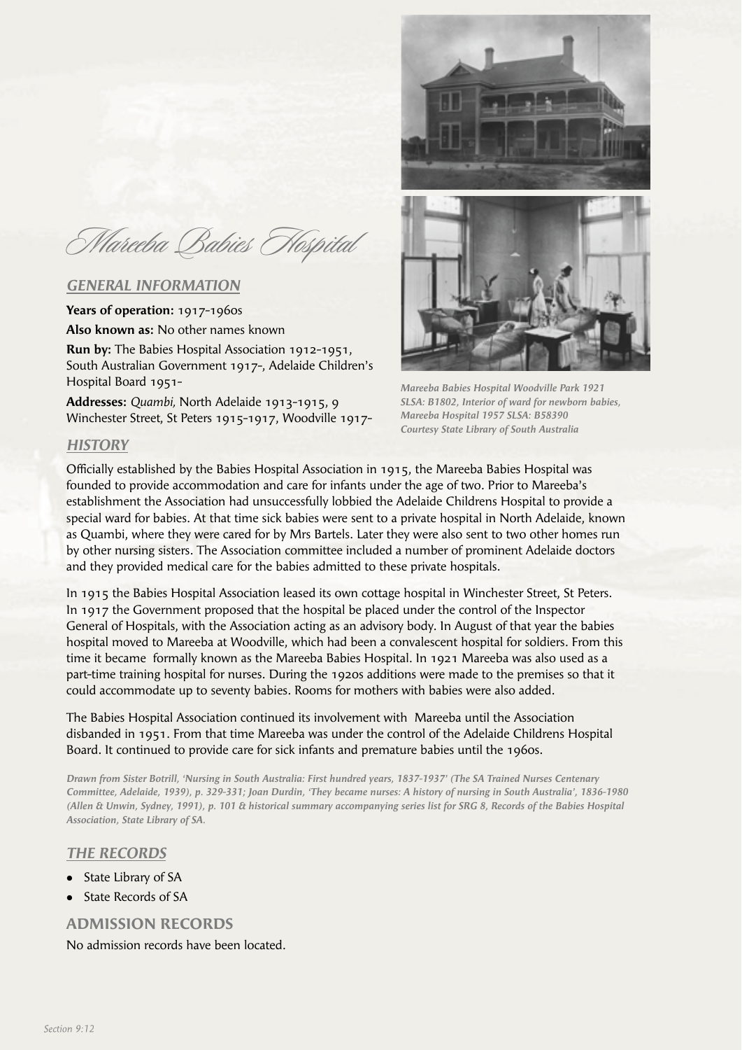# Mareeba Babies Hospital

## GENERAL INFORMATION

**Years of operation:** 1917-1960s

**Also known as:** No other names known

**Run by:** The Babies Hospital Association 1912-1951, South Australian Government 1917-, Adelaide Children's Hospital Board 1951-

**Addresses:** *Quambi,* North Adelaide 1913-1915, 9 Winchester Street, St Peters 1915-1917, Woodville 1917-

*Mareeba Babies Hospital Woodville Park 1921 SLSA: B1802, Interior of ward for newborn babies, Mareeba Hospital 1957 SLSA: B58390 Courtesy State Library of South Australia*

## HISTORY

Officially established by the Babies Hospital Association in 1915, the Mareeba Babies Hospital was founded to provide accommodation and care for infants under the age of two. Prior to Mareeba's establishment the Association had unsuccessfully lobbied the Adelaide Childrens Hospital to provide a special ward for babies. At that time sick babies were sent to a private hospital in North Adelaide, known as Quambi, where they were cared for by Mrs Bartels. Later they were also sent to two other homes run by other nursing sisters. The Association committee included a number of prominent Adelaide doctors and they provided medical care for the babies admitted to these private hospitals.

In 1915 the Babies Hospital Association leased its own cottage hospital in Winchester Street, St Peters. In 1917 the Government proposed that the hospital be placed under the control of the Inspector General of Hospitals, with the Association acting as an advisory body. In August of that year the babies hospital moved to Mareeba at Woodville, which had been a convalescent hospital for soldiers. From this time it became formally known as the Mareeba Babies Hospital. In 1921 Mareeba was also used as a part-time training hospital for nurses. During the 1920s additions were made to the premises so that it could accommodate up to seventy babies. Rooms for mothers with babies were also added.

The Babies Hospital Association continued its involvement with Mareeba until the Association disbanded in 1951. From that time Mareeba was under the control of the Adelaide Childrens Hospital Board. It continued to provide care for sick infants and premature babies until the 1960s.

*Drawn from Sister Botrill, 'Nursing in South Australia: First hundred years, 1837-1937' (The SA Trained Nurses Centenary Committee, Adelaide, 1939), p. 329-331; Joan Durdin, 'They became nurses: A history of nursing in South Australia', 1836-1980 (Allen & Unwin, Sydney, 1991), p. 101 & historical summary accompanying series list for SRG 8, Records of the Babies Hospital Association, State Library of SA.*

## THE RECORDS

- State Library of SA
- State Records of SA

## ADMISSION RECORDS

No admission records have been located.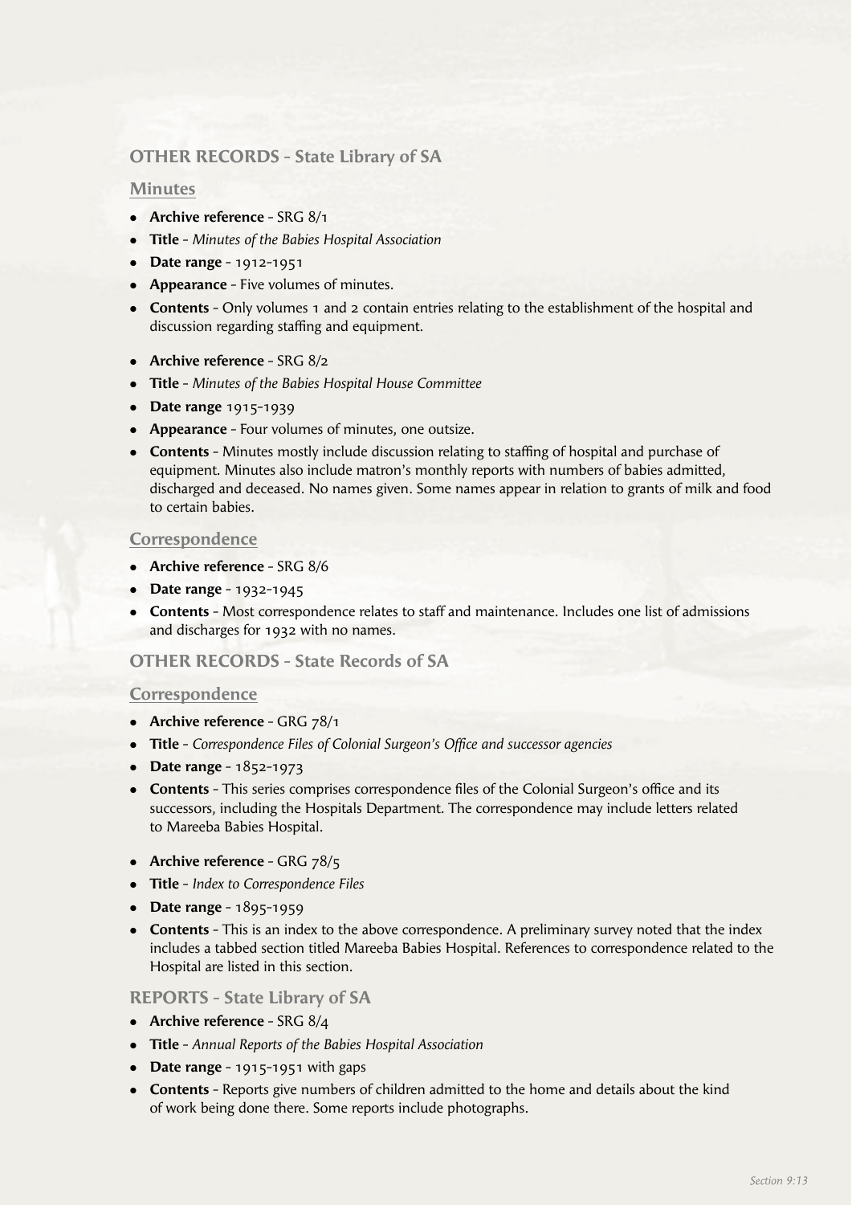## OTHER RECORDS - State Library of SA

### Minutes

- **Archive reference** - SRG 8/1
- **Title** - *Minutes of the Babies Hospital Association*
- **Date range** - 1912-1951
- **Appearance** - Five volumes of minutes.
- **Contents** - Only volumes 1 and 2 contain entries relating to the establishment of the hospital and discussion regarding staffing and equipment.

- **Archive reference** - SRG 8/2
- **Title** - *Minutes of the Babies Hospital House Committee*
- **Date range** 1915-1939
- **Appearance** - Four volumes of minutes, one outsize.
- **Contents** - Minutes mostly include discussion relating to staffing of hospital and purchase of equipment. Minutes also include matron's monthly reports with numbers of babies admitted, discharged and deceased. No names given. Some names appear in relation to grants of milk and food to certain babies.

### Correspondence

- **Archive reference** - SRG 8/6
- **Date range** - 1932-1945
- **Contents** - Most correspondence relates to staff and maintenance. Includes one list of admissions and discharges for 1932 with no names.

## OTHER RECORDS - State Records of SA

### Correspondence

- **Archive reference** - GRG 78/1
- **Title** - *Correspondence Files of Colonial Surgeon's Office and successor agencies*
- **Date range** - 1852-1973
- **Contents** - This series comprises correspondence files of the Colonial Surgeon's office and its successors, including the Hospitals Department. The correspondence may include letters related to Mareeba Babies Hospital.

- **Archive reference** - GRG 78/5
- **Title** - *Index to Correspondence Files*
- **Date range** - 1895-1959
- **Contents** - This is an index to the above correspondence. A preliminary survey noted that the index includes a tabbed section titled Mareeba Babies Hospital. References to correspondence related to the Hospital are listed in this section.

## REPORTS - State Library of SA

- **Archive reference** - SRG 8/4
- **Title** - *Annual Reports of the Babies Hospital Association*
- **Date range** - 1915-1951 with gaps
- **Contents** - Reports give numbers of children admitted to the home and details about the kind of work being done there. Some reports include photographs.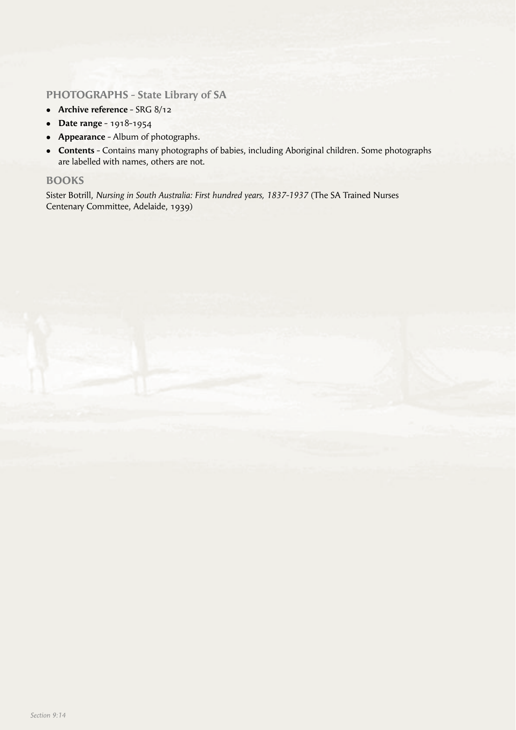## PHOTOGRAPHS - State Library of SA

- **Archive reference** - SRG 8/12
- **Date range** - 1918-1954
- **Appearance** - Album of photographs.
- **Contents** - Contains many photographs of babies, including Aboriginal children. Some photographs are labelled with names, others are not.

## BOOKS

Sister Botrill, *Nursing in South Australia: First hundred years, 1837-1937* (The SA Trained Nurses Centenary Committee, Adelaide, 1939)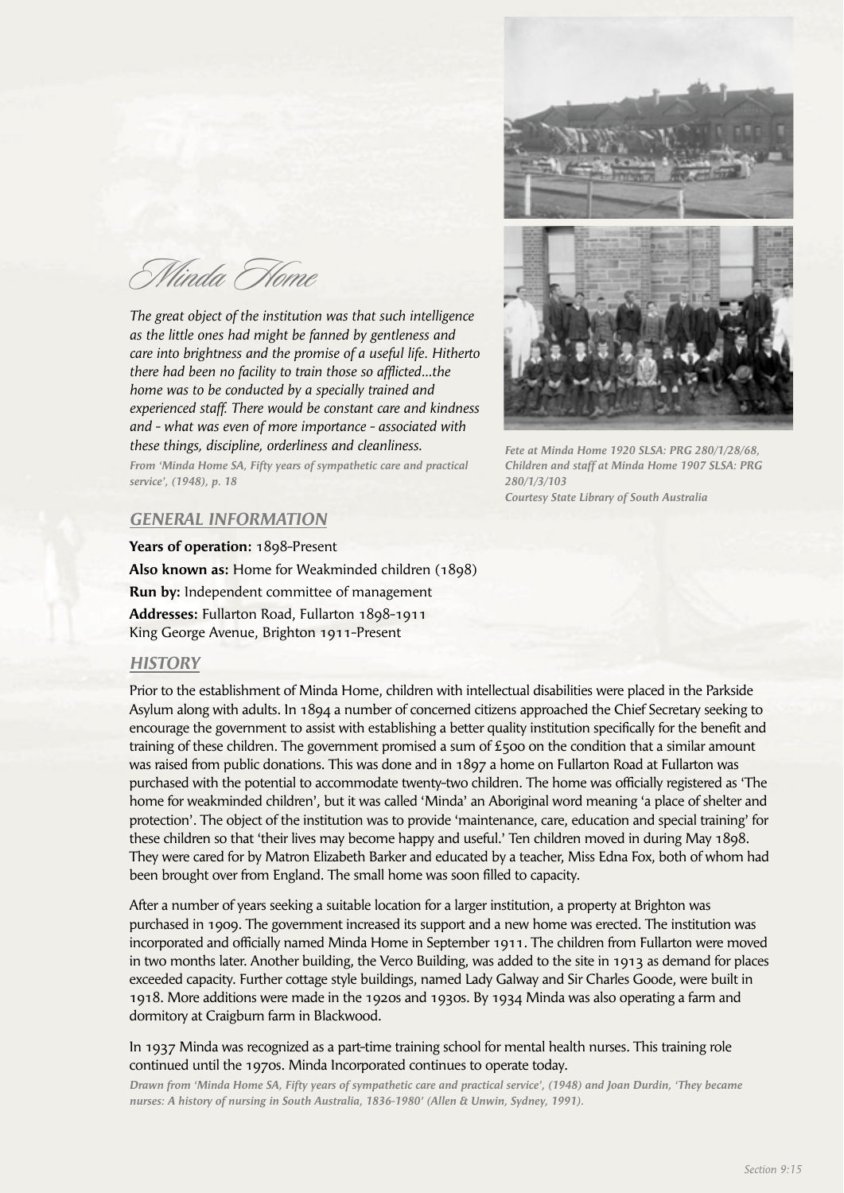# Minda Home

*The great object of the institution was that such intelligence as the little ones had might be fanned by gentleness and care into brightness and the promise of a useful life. Hitherto there had been no facility to train those so afflicted...the home was to be conducted by a specially trained and experienced staff. There would be constant care and kindness and - what was even of more importance - associated with these things, discipline, orderliness and cleanliness.*

***From 'Minda Home SA, Fifty years of sympathetic care and practical service', (1948), p. 18***

***Fete at Minda Home 1920 SLSA: PRG 280/1/28/68, Children and staff at Minda Home 1907 SLSA: PRG 280/1/3/103***
***Courtesy State Library of South Australia***

## GENERAL INFORMATION

**Years of operation:** 1898-Present

**Also known as:** Home for Weakminded children (1898)

**Run by:** Independent committee of management

**Addresses:** Fullarton Road, Fullarton 1898-1911
King George Avenue, Brighton 1911-Present

## HISTORY

Prior to the establishment of Minda Home, children with intellectual disabilities were placed in the Parkside Asylum along with adults. In 1894 a number of concerned citizens approached the Chief Secretary seeking to encourage the government to assist with establishing a better quality institution specifically for the benefit and training of these children. The government promised a sum of £500 on the condition that a similar amount was raised from public donations. This was done and in 1897 a home on Fullarton Road at Fullarton was purchased with the potential to accommodate twenty-two children. The home was officially registered as 'The home for weakminded children', but it was called 'Minda' an Aboriginal word meaning 'a place of shelter and protection'. The object of the institution was to provide 'maintenance, care, education and special training' for these children so that 'their lives may become happy and useful.' Ten children moved in during May 1898. They were cared for by Matron Elizabeth Barker and educated by a teacher, Miss Edna Fox, both of whom had been brought over from England. The small home was soon filled to capacity.

After a number of years seeking a suitable location for a larger institution, a property at Brighton was purchased in 1909. The government increased its support and a new home was erected. The institution was incorporated and officially named Minda Home in September 1911. The children from Fullarton were moved in two months later. Another building, the Verco Building, was added to the site in 1913 as demand for places exceeded capacity. Further cottage style buildings, named Lady Galway and Sir Charles Goode, were built in 1918. More additions were made in the 1920s and 1930s. By 1934 Minda was also operating a farm and dormitory at Craigburn farm in Blackwood.

In 1937 Minda was recognized as a part-time training school for mental health nurses. This training role continued until the 1970s. Minda Incorporated continues to operate today.

***Drawn from 'Minda Home SA, Fifty years of sympathetic care and practical service', (1948) and Joan Durdin, 'They became nurses: A history of nursing in South Australia, 1836-1980' (Allen & Unwin, Sydney, 1991).***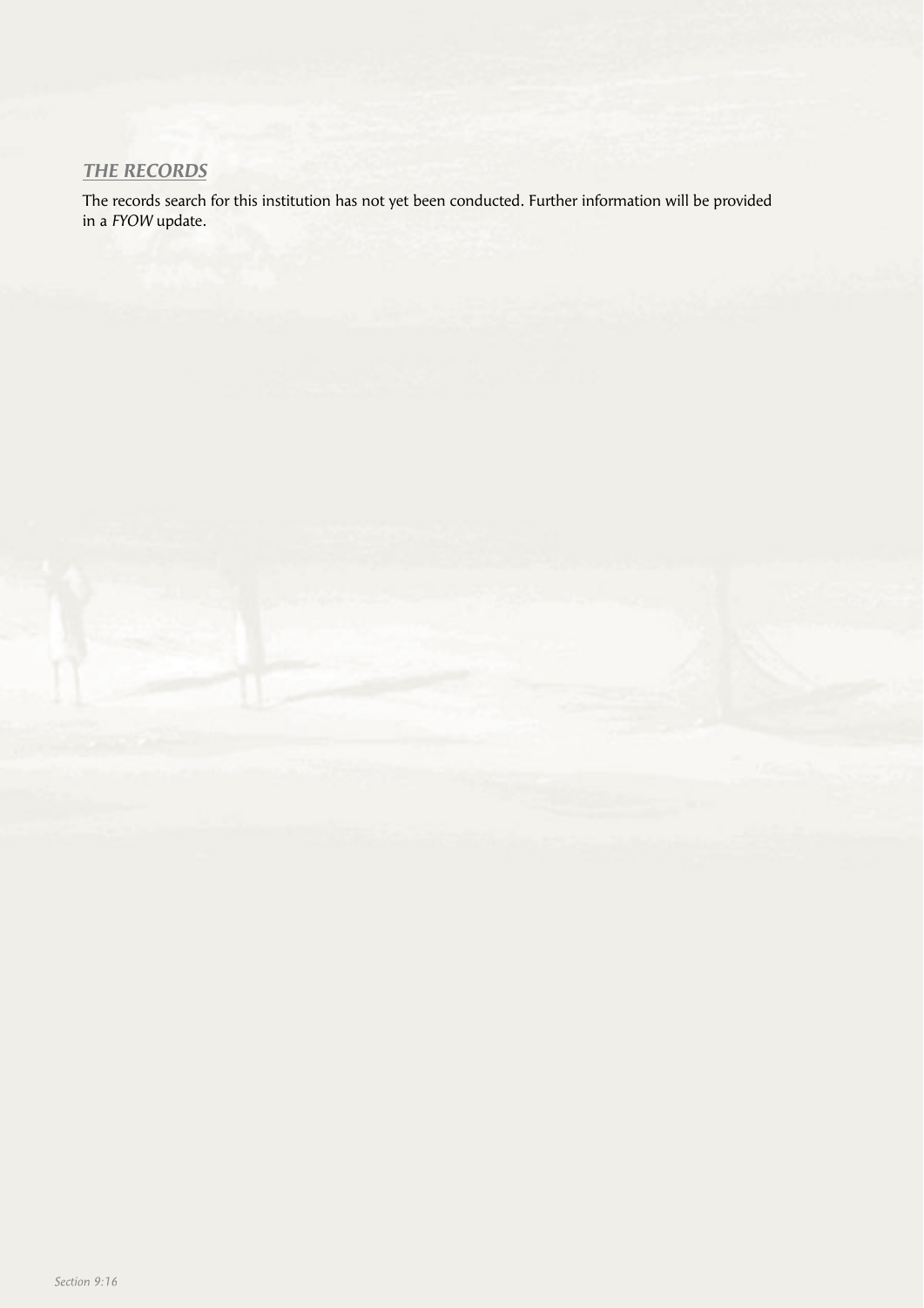## *THE RECORDS*

The records search for this institution has not yet been conducted. Further information will be provided in a *FYOW* update.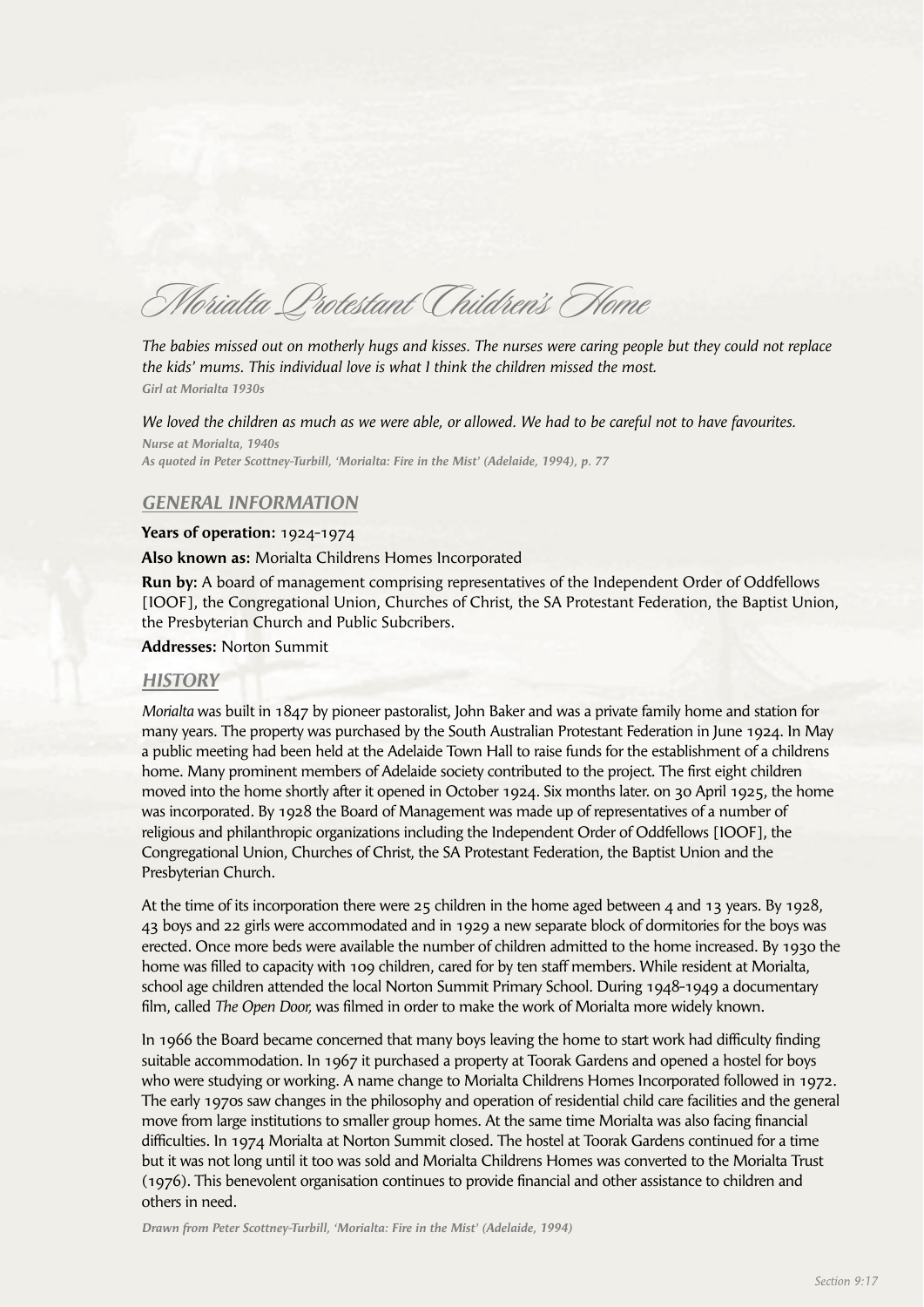# Morialta Protestant Children's Home

*The babies missed out on motherly hugs and kisses. The nurses were caring people but they could not replace the kids' mums. This individual love is what I think the children missed the most.*
***Girl at Morialta 1930s***

*We loved the children as much as we were able, or allowed. We had to be careful not to have favourites.*
***Nurse at Morialta, 1940s***
***As quoted in Peter Scottney-Turbill, 'Morialta: Fire in the Mist' (Adelaide, 1994), p. 77***

## GENERAL INFORMATION

**Years of operation:** 1924-1974

**Also known as:** Morialta Childrens Homes Incorporated

**Run by:** A board of management comprising representatives of the Independent Order of Oddfellows [IOOF], the Congregational Union, Churches of Christ, the SA Protestant Federation, the Baptist Union, the Presbyterian Church and Public Subcribers.

**Addresses:** Norton Summit

## HISTORY

*Morialta* was built in 1847 by pioneer pastoralist, John Baker and was a private family home and station for many years. The property was purchased by the South Australian Protestant Federation in June 1924. In May a public meeting had been held at the Adelaide Town Hall to raise funds for the establishment of a childrens home. Many prominent members of Adelaide society contributed to the project. The first eight children moved into the home shortly after it opened in October 1924. Six months later. on 30 April 1925, the home was incorporated. By 1928 the Board of Management was made up of representatives of a number of religious and philanthropic organizations including the Independent Order of Oddfellows [IOOF], the Congregational Union, Churches of Christ, the SA Protestant Federation, the Baptist Union and the Presbyterian Church.

At the time of its incorporation there were 25 children in the home aged between 4 and 13 years. By 1928, 43 boys and 22 girls were accommodated and in 1929 a new separate block of dormitories for the boys was erected. Once more beds were available the number of children admitted to the home increased. By 1930 the home was filled to capacity with 109 children, cared for by ten staff members. While resident at Morialta, school age children attended the local Norton Summit Primary School. During 1948-1949 a documentary film, called *The Open Door,* was filmed in order to make the work of Morialta more widely known.

In 1966 the Board became concerned that many boys leaving the home to start work had difficulty finding suitable accommodation. In 1967 it purchased a property at Toorak Gardens and opened a hostel for boys who were studying or working. A name change to Morialta Childrens Homes Incorporated followed in 1972. The early 1970s saw changes in the philosophy and operation of residential child care facilities and the general move from large institutions to smaller group homes. At the same time Morialta was also facing financial difficulties. In 1974 Morialta at Norton Summit closed. The hostel at Toorak Gardens continued for a time but it was not long until it too was sold and Morialta Childrens Homes was converted to the Morialta Trust (1976). This benevolent organisation continues to provide financial and other assistance to children and others in need.

***Drawn from Peter Scottney-Turbill, 'Morialta: Fire in the Mist' (Adelaide, 1994)***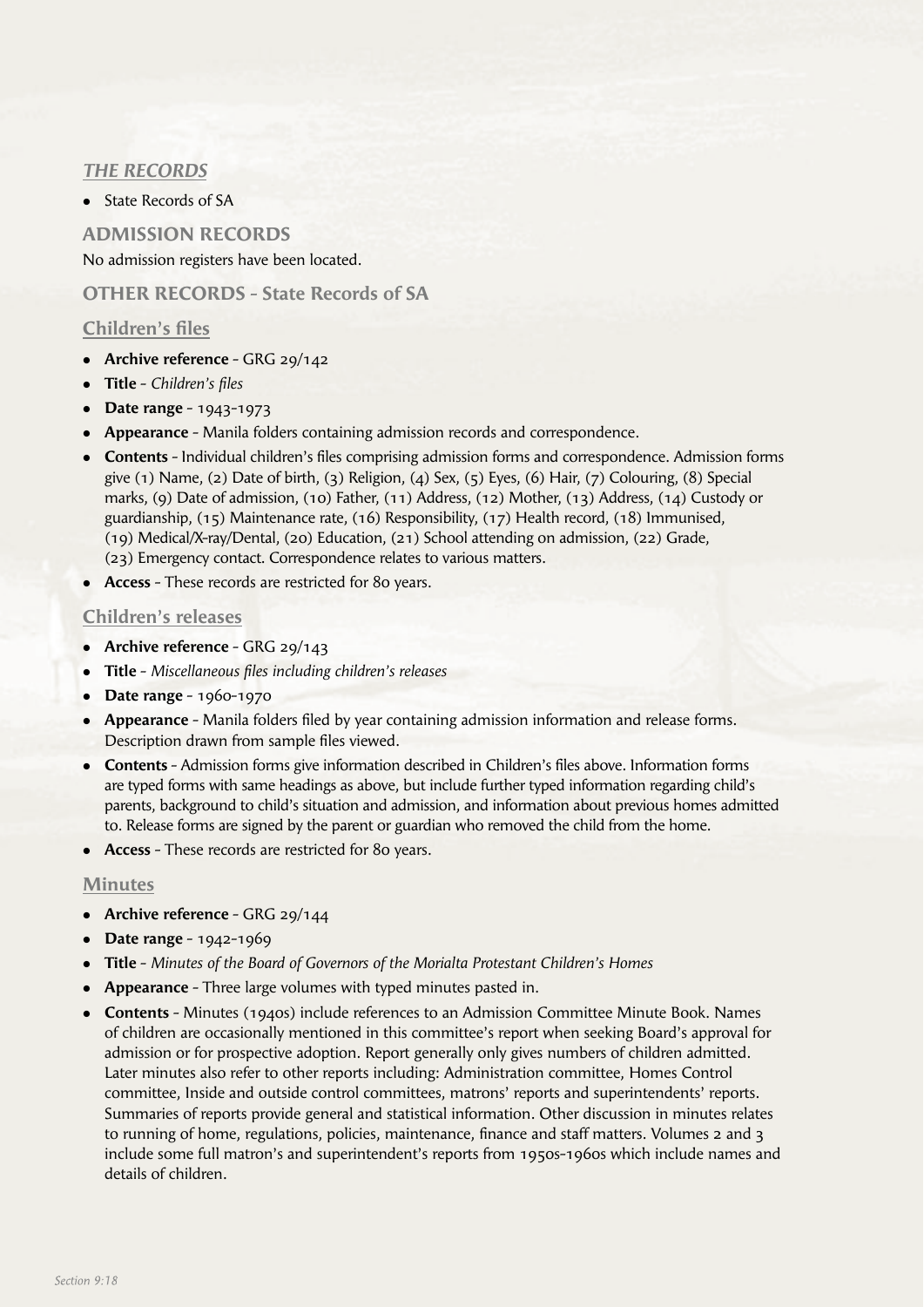## *THE RECORDS*

- State Records of SA

### ADMISSION RECORDS

No admission registers have been located.

### OTHER RECORDS - State Records of SA

#### Children's files

- **Archive reference** - GRG 29/142
- **Title** - *Children's files*
- **Date range** - 1943-1973
- **Appearance** - Manila folders containing admission records and correspondence.
- **Contents** - Individual children's files comprising admission forms and correspondence. Admission forms give (1) Name, (2) Date of birth, (3) Religion, (4) Sex, (5) Eyes, (6) Hair, (7) Colouring, (8) Special marks, (9) Date of admission, (10) Father, (11) Address, (12) Mother, (13) Address, (14) Custody or guardianship, (15) Maintenance rate, (16) Responsibility, (17) Health record, (18) Immunised, (19) Medical/X-ray/Dental, (20) Education, (21) School attending on admission, (22) Grade, (23) Emergency contact. Correspondence relates to various matters.
- **Access** - These records are restricted for 80 years.

#### Children's releases

- **Archive reference** - GRG 29/143
- **Title** - *Miscellaneous files including children's releases*
- **Date range** - 1960-1970
- **Appearance** - Manila folders filed by year containing admission information and release forms. Description drawn from sample files viewed.
- **Contents** - Admission forms give information described in Children's files above. Information forms are typed forms with same headings as above, but include further typed information regarding child's parents, background to child's situation and admission, and information about previous homes admitted to. Release forms are signed by the parent or guardian who removed the child from the home.
- **Access** - These records are restricted for 80 years.

#### Minutes

- **Archive reference** - GRG 29/144
- **Date range** - 1942-1969
- **Title** - *Minutes of the Board of Governors of the Morialta Protestant Children's Homes*
- **Appearance** - Three large volumes with typed minutes pasted in.
- **Contents** - Minutes (1940s) include references to an Admission Committee Minute Book. Names of children are occasionally mentioned in this committee's report when seeking Board's approval for admission or for prospective adoption. Report generally only gives numbers of children admitted. Later minutes also refer to other reports including: Administration committee, Homes Control committee, Inside and outside control committees, matrons' reports and superintendents' reports. Summaries of reports provide general and statistical information. Other discussion in minutes relates to running of home, regulations, policies, maintenance, finance and staff matters. Volumes 2 and 3 include some full matron's and superintendent's reports from 1950s-1960s which include names and details of children.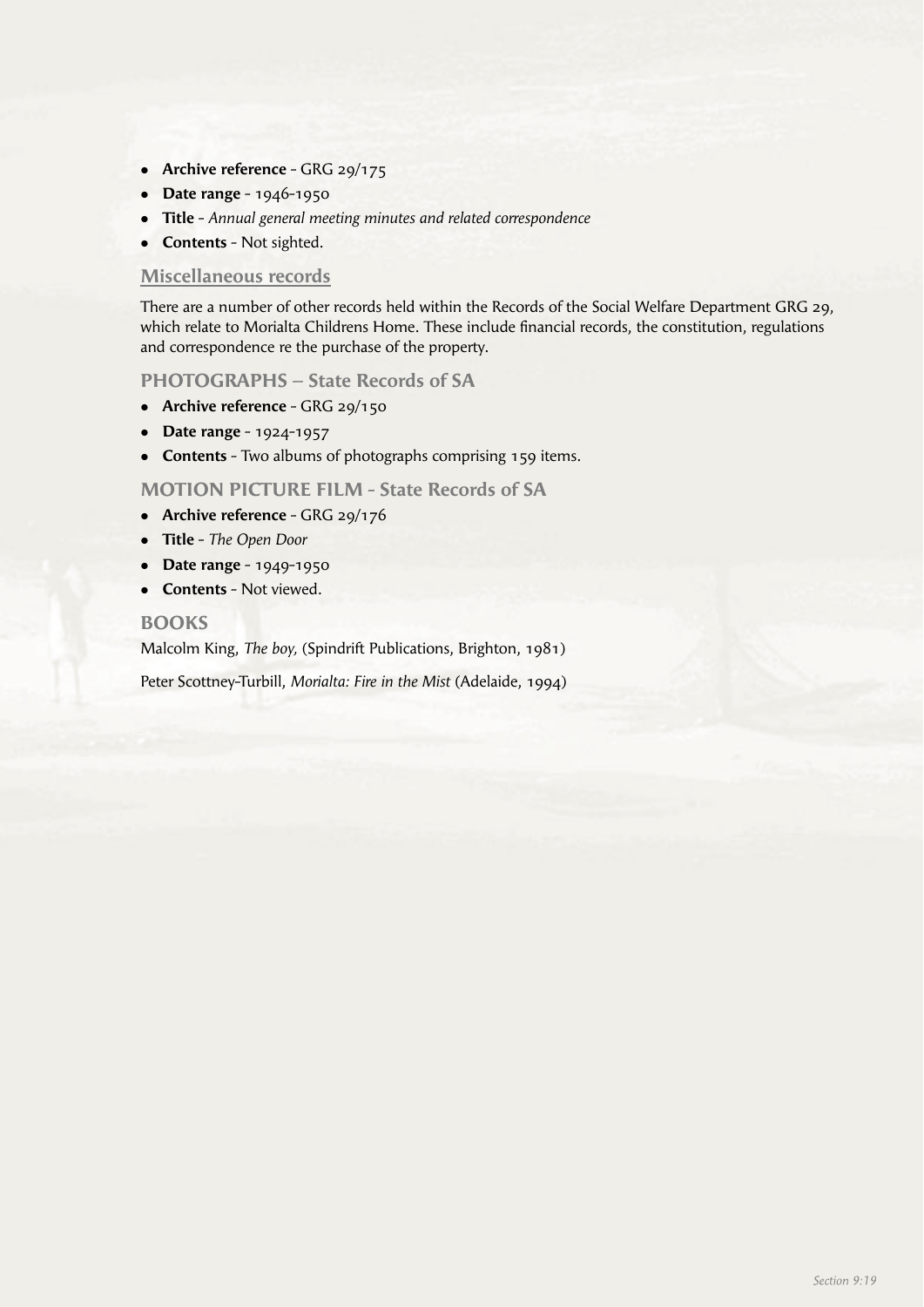- **Archive reference** - GRG 29/175
- **Date range** - 1946-1950
- **Title** - *Annual general meeting minutes and related correspondence*
- **Contents** - Not sighted.

### Miscellaneous records

There are a number of other records held within the Records of the Social Welfare Department GRG 29, which relate to Morialta Childrens Home. These include financial records, the constitution, regulations and correspondence re the purchase of the property.

### PHOTOGRAPHS – State Records of SA

- **Archive reference** - GRG 29/150
- **Date range** - 1924-1957
- **Contents** - Two albums of photographs comprising 159 items.

### MOTION PICTURE FILM - State Records of SA

- **Archive reference** - GRG 29/176
- **Title** - *The Open Door*
- **Date range** - 1949-1950
- **Contents** - Not viewed.

### BOOKS

Malcolm King, *The boy,* (Spindrift Publications, Brighton, 1981)

Peter Scottney-Turbill, *Morialta: Fire in the Mist* (Adelaide, 1994)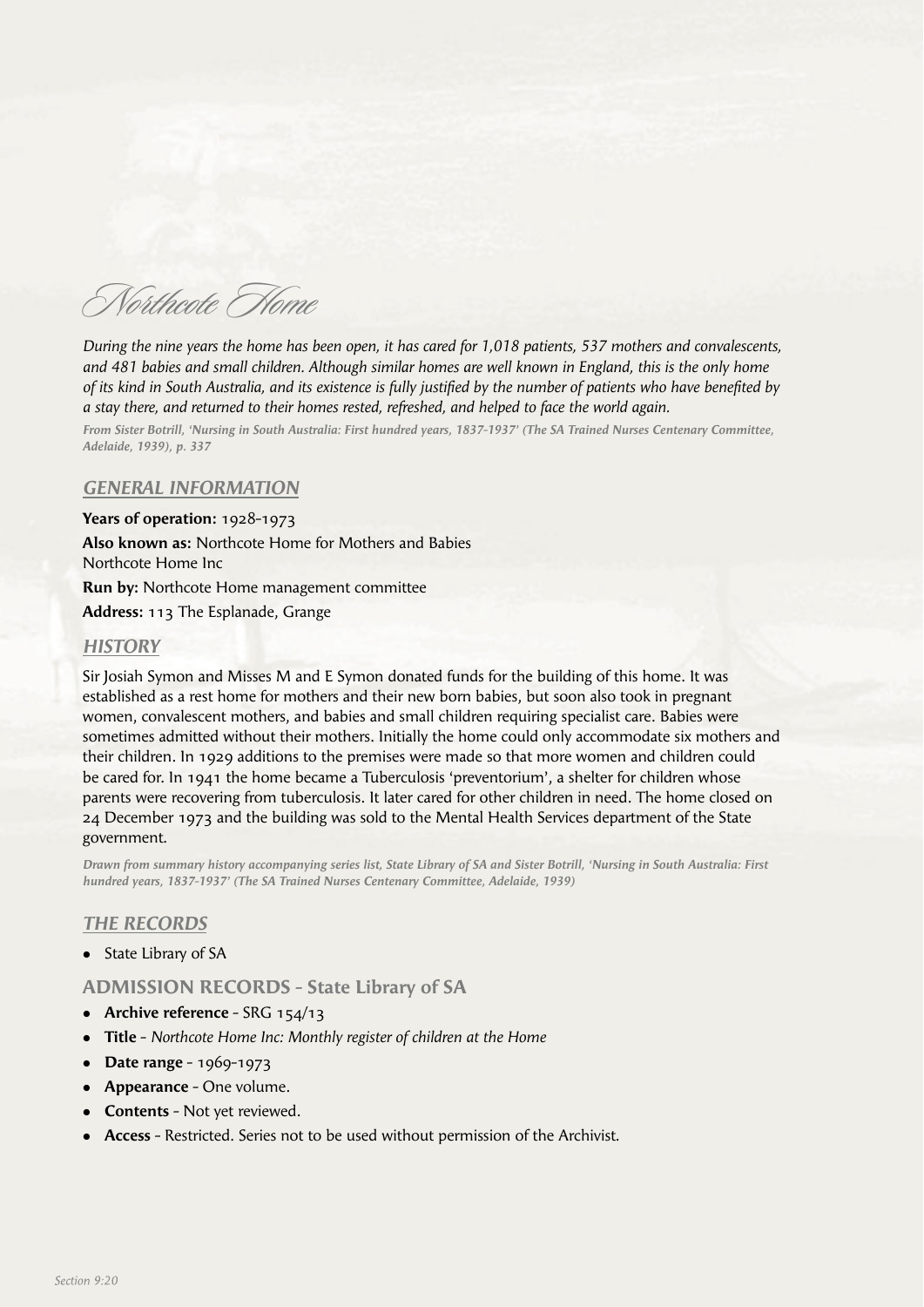# Northcote Home

*During the nine years the home has been open, it has cared for 1,018 patients, 537 mothers and convalescents, and 481 babies and small children. Although similar homes are well known in England, this is the only home of its kind in South Australia, and its existence is fully justified by the number of patients who have benefited by a stay there, and returned to their homes rested, refreshed, and helped to face the world again.*

***From Sister Botrill, 'Nursing in South Australia: First hundred years, 1837-1937' (The SA Trained Nurses Centenary Committee, Adelaide, 1939), p. 337***

## GENERAL INFORMATION

**Years of operation:** 1928-1973

**Also known as:** Northcote Home for Mothers and Babies
Northcote Home Inc

**Run by:** Northcote Home management committee

**Address:** 113 The Esplanade, Grange

## HISTORY

Sir Josiah Symon and Misses M and E Symon donated funds for the building of this home. It was established as a rest home for mothers and their new born babies, but soon also took in pregnant women, convalescent mothers, and babies and small children requiring specialist care. Babies were sometimes admitted without their mothers. Initially the home could only accommodate six mothers and their children. In 1929 additions to the premises were made so that more women and children could be cared for. In 1941 the home became a Tuberculosis 'preventorium', a shelter for children whose parents were recovering from tuberculosis. It later cared for other children in need. The home closed on 24 December 1973 and the building was sold to the Mental Health Services department of the State government.

***Drawn from summary history accompanying series list, State Library of SA and Sister Botrill, 'Nursing in South Australia: First hundred years, 1837-1937' (The SA Trained Nurses Centenary Committee, Adelaide, 1939)***

## THE RECORDS

- State Library of SA

### ADMISSION RECORDS - State Library of SA

- **Archive reference** - SRG 154/13
- **Title** - *Northcote Home Inc: Monthly register of children at the Home*
- **Date range** - 1969-1973
- **Appearance** - One volume.
- **Contents** - Not yet reviewed.
- **Access** - Restricted. Series not to be used without permission of the Archivist.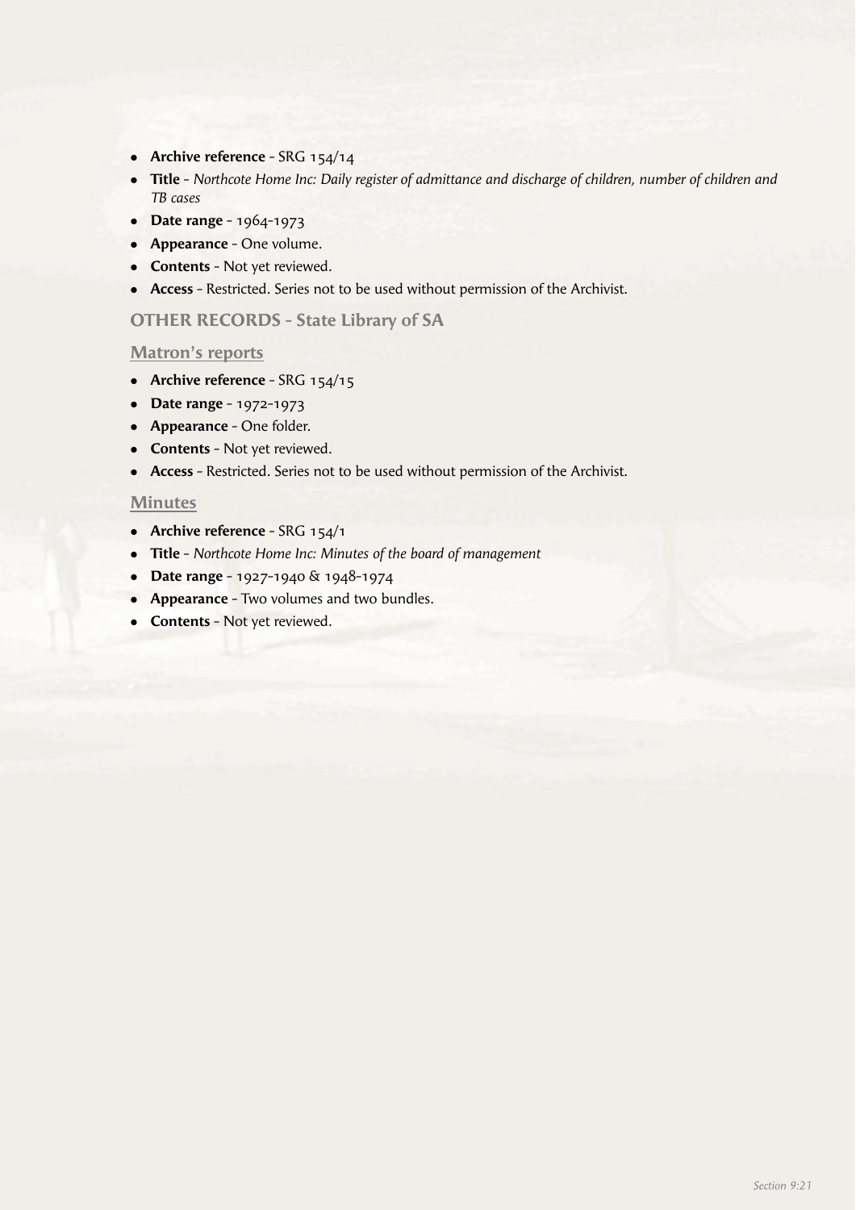- **Archive reference** - SRG 154/14
- **Title** - *Northcote Home Inc: Daily register of admittance and discharge of children, number of children and TB cases*
- **Date range** - 1964-1973
- **Appearance** - One volume.
- **Contents** - Not yet reviewed.
- **Access** - Restricted. Series not to be used without permission of the Archivist.

## OTHER RECORDS - State Library of SA

### Matron's reports

- **Archive reference** - SRG 154/15
- **Date range** - 1972-1973
- **Appearance** - One folder.
- **Contents** - Not yet reviewed.
- **Access** - Restricted. Series not to be used without permission of the Archivist.

### Minutes

- **Archive reference** - SRG 154/1
- **Title** - *Northcote Home Inc: Minutes of the board of management*
- **Date range** - 1927-1940 & 1948-1974
- **Appearance** - Two volumes and two bundles.
- **Contents** - Not yet reviewed.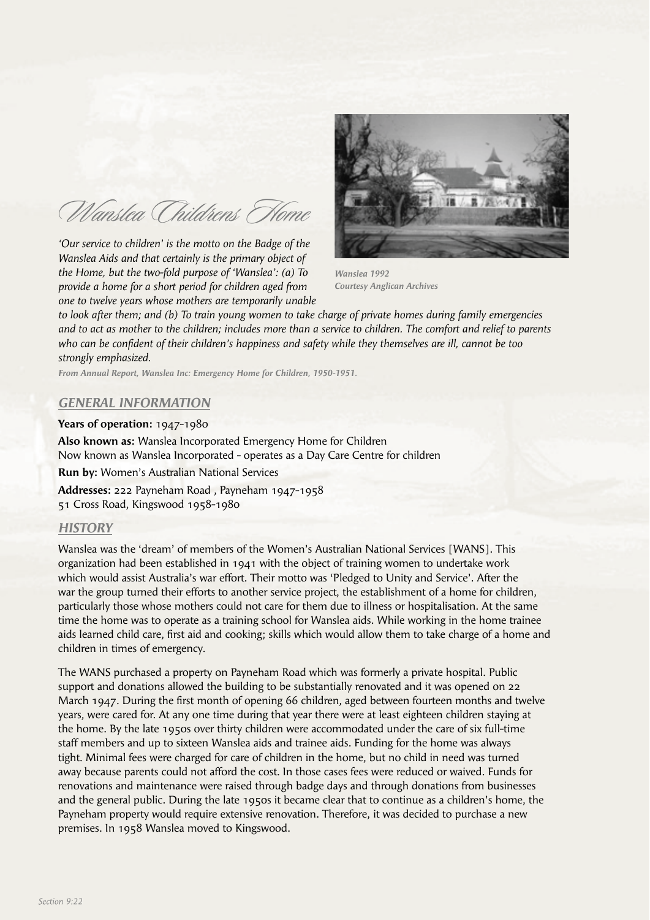# Wanslea Childrens Home

*'Our service to children' is the motto on the Badge of the Wanslea Aids and that certainly is the primary object of the Home, but the two-fold purpose of 'Wanslea': (a) To provide a home for a short period for children aged from one to twelve years whose mothers are temporarily unable to look after them; and (b) To train young women to take charge of private homes during family emergencies and to act as mother to the children; includes more than a service to children. The comfort and relief to parents who can be confident of their children's happiness and safety while they themselves are ill, cannot be too strongly emphasized.*

*From Annual Report, Wanslea Inc: Emergency Home for Children, 1950-1951.*

*Wanslea 1992*
*Courtesy Anglican Archives*

## GENERAL INFORMATION

**Years of operation:** 1947-1980

**Also known as:** Wanslea Incorporated Emergency Home for Children
Now known as Wanslea Incorporated - operates as a Day Care Centre for children

**Run by:** Women's Australian National Services

**Addresses:** 222 Payneham Road , Payneham 1947-1958
51 Cross Road, Kingswood 1958-1980

## HISTORY

Wanslea was the 'dream' of members of the Women's Australian National Services [WANS]. This organization had been established in 1941 with the object of training women to undertake work which would assist Australia's war effort. Their motto was 'Pledged to Unity and Service'. After the war the group turned their efforts to another service project, the establishment of a home for children, particularly those whose mothers could not care for them due to illness or hospitalisation. At the same time the home was to operate as a training school for Wanslea aids. While working in the home trainee aids learned child care, first aid and cooking; skills which would allow them to take charge of a home and children in times of emergency.

The WANS purchased a property on Payneham Road which was formerly a private hospital. Public support and donations allowed the building to be substantially renovated and it was opened on 22 March 1947. During the first month of opening 66 children, aged between fourteen months and twelve years, were cared for. At any one time during that year there were at least eighteen children staying at the home. By the late 1950s over thirty children were accommodated under the care of six full-time staff members and up to sixteen Wanslea aids and trainee aids. Funding for the home was always tight. Minimal fees were charged for care of children in the home, but no child in need was turned away because parents could not afford the cost. In those cases fees were reduced or waived. Funds for renovations and maintenance were raised through badge days and through donations from businesses and the general public. During the late 1950s it became clear that to continue as a children's home, the Payneham property would require extensive renovation. Therefore, it was decided to purchase a new premises. In 1958 Wanslea moved to Kingswood.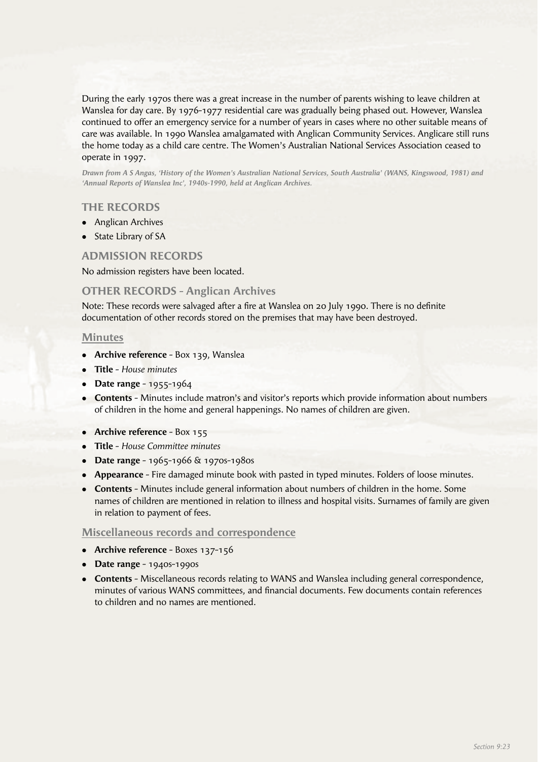During the early 1970s there was a great increase in the number of parents wishing to leave children at Wanslea for day care. By 1976-1977 residential care was gradually being phased out. However, Wanslea continued to offer an emergency service for a number of years in cases where no other suitable means of care was available. In 1990 Wanslea amalgamated with Anglican Community Services. Anglicare still runs the home today as a child care centre. The Women's Australian National Services Association ceased to operate in 1997.

***Drawn from A S Angas, 'History of the Women's Australian National Services, South Australia' (WANS, Kingswood, 1981) and 'Annual Reports of Wanslea Inc', 1940s-1990, held at Anglican Archives.***

## THE RECORDS

- Anglican Archives
- State Library of SA

## ADMISSION RECORDS

No admission registers have been located.

## OTHER RECORDS – Anglican Archives

Note: These records were salvaged after a fire at Wanslea on 20 July 1990. There is no definite documentation of other records stored on the premises that may have been destroyed.

### Minutes

- **Archive reference** – Box 139, Wanslea
- **Title** – *House minutes*
- **Date range** – 1955-1964
- **Contents** – Minutes include matron's and visitor's reports which provide information about numbers of children in the home and general happenings. No names of children are given.

- **Archive reference** – Box 155
- **Title** – *House Committee minutes*
- **Date range** – 1965-1966 & 1970s-1980s
- **Appearance** – Fire damaged minute book with pasted in typed minutes. Folders of loose minutes.
- **Contents** – Minutes include general information about numbers of children in the home. Some names of children are mentioned in relation to illness and hospital visits. Surnames of family are given in relation to payment of fees.

### Miscellaneous records and correspondence

- **Archive reference** – Boxes 137-156
- **Date range** – 1940s-1990s
- **Contents** – Miscellaneous records relating to WANS and Wanslea including general correspondence, minutes of various WANS committees, and financial documents. Few documents contain references to children and no names are mentioned.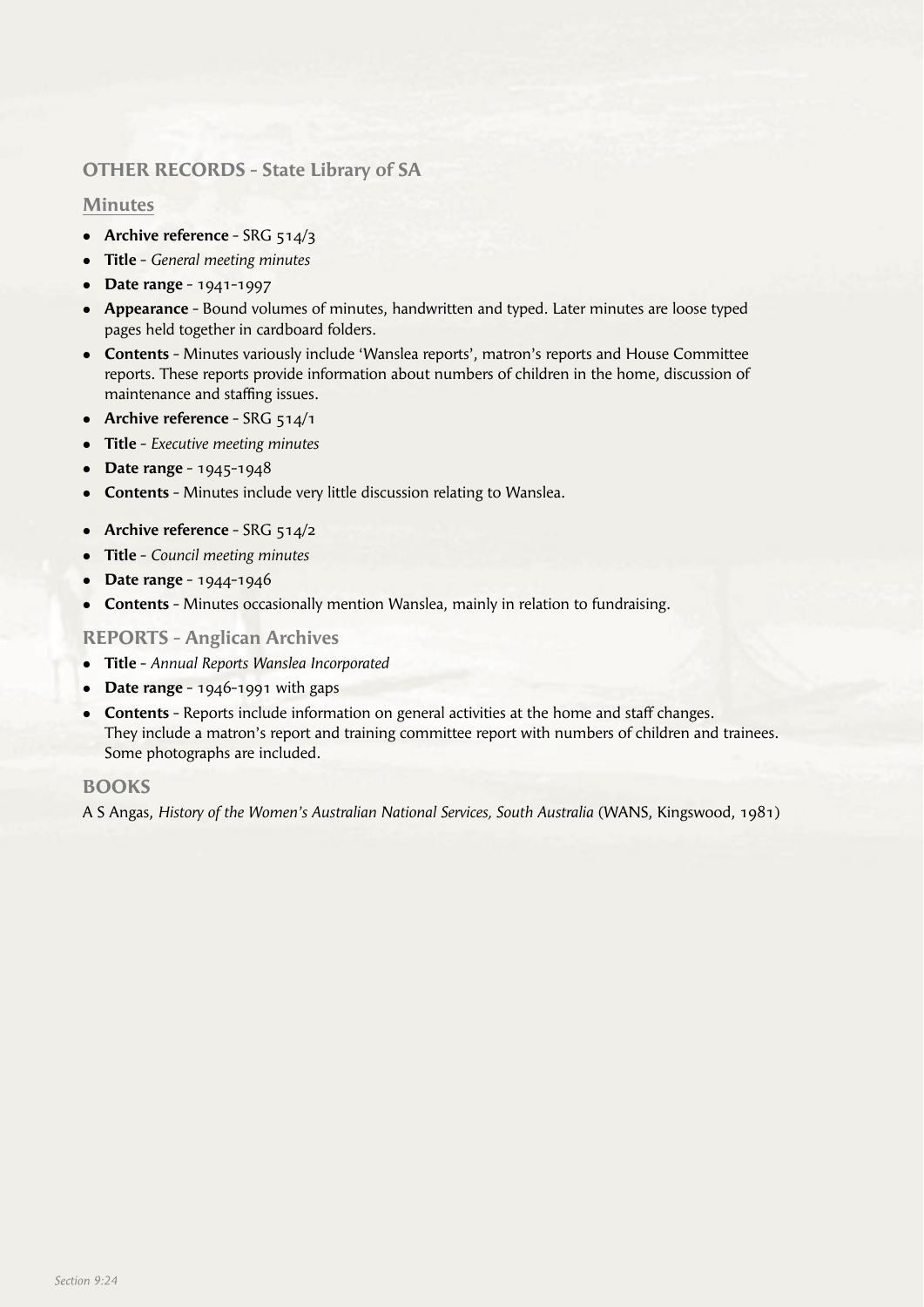## OTHER RECORDS - State Library of SA

### Minutes

- **Archive reference** - SRG 514/3
- **Title** - *General meeting minutes*
- **Date range** - 1941-1997
- **Appearance** - Bound volumes of minutes, handwritten and typed. Later minutes are loose typed pages held together in cardboard folders.
- **Contents** - Minutes variously include 'Wanslea reports', matron's reports and House Committee reports. These reports provide information about numbers of children in the home, discussion of maintenance and staffing issues.
- **Archive reference** - SRG 514/1
- **Title** - *Executive meeting minutes*
- **Date range** - 1945-1948
- **Contents** - Minutes include very little discussion relating to Wanslea.

- **Archive reference** - SRG 514/2
- **Title** - *Council meeting minutes*
- **Date range** - 1944-1946
- **Contents** - Minutes occasionally mention Wanslea, mainly in relation to fundraising.

## REPORTS - Anglican Archives

- **Title** - *Annual Reports Wanslea Incorporated*
- **Date range** - 1946-1991 with gaps
- **Contents** - Reports include information on general activities at the home and staff changes. They include a matron's report and training committee report with numbers of children and trainees. Some photographs are included.

## BOOKS

A S Angas, *History of the Women's Australian National Services, South Australia* (WANS, Kingswood, 1981)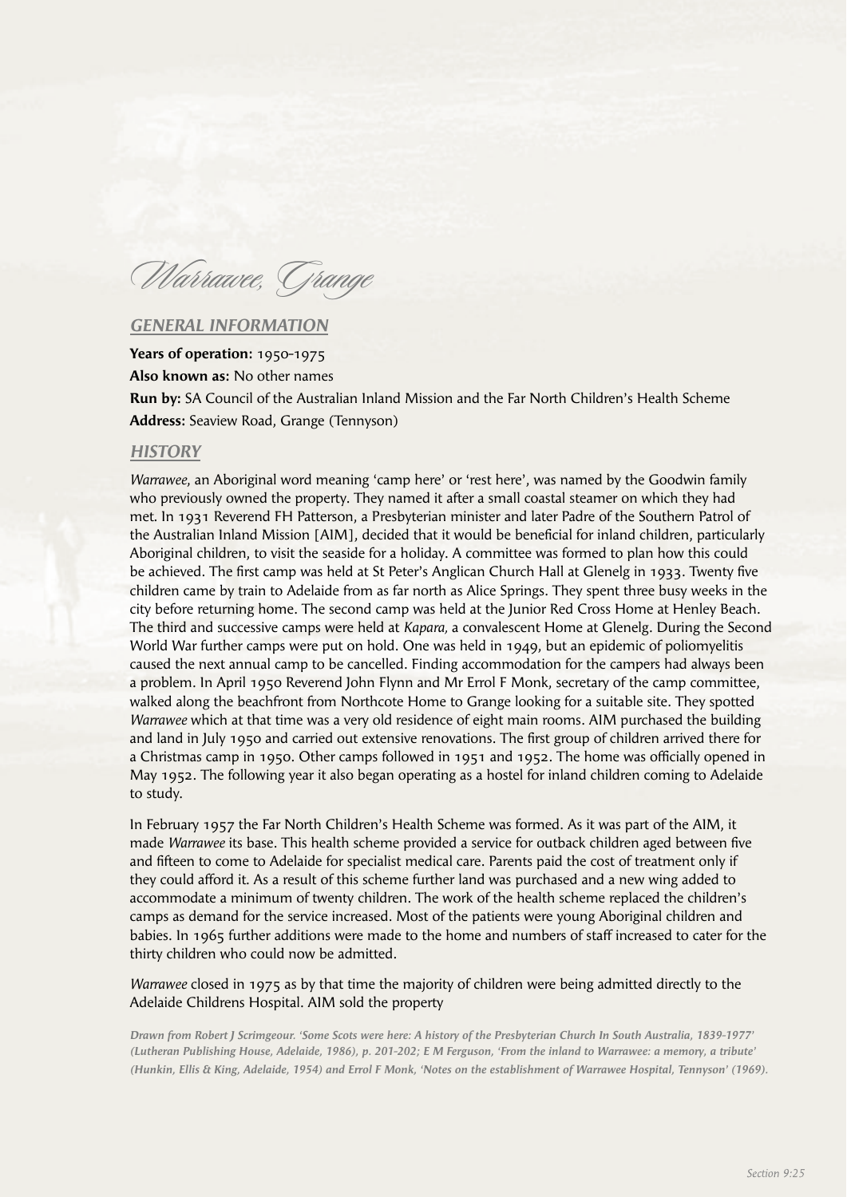# Warrawee, Grange

## GENERAL INFORMATION

**Years of operation:** 1950-1975

**Also known as:** No other names

**Run by:** SA Council of the Australian Inland Mission and the Far North Children's Health Scheme

**Address:** Seaview Road, Grange (Tennyson)

## HISTORY

*Warrawee*, an Aboriginal word meaning 'camp here' or 'rest here', was named by the Goodwin family who previously owned the property. They named it after a small coastal steamer on which they had met. In 1931 Reverend FH Patterson, a Presbyterian minister and later Padre of the Southern Patrol of the Australian Inland Mission [AIM], decided that it would be beneficial for inland children, particularly Aboriginal children, to visit the seaside for a holiday. A committee was formed to plan how this could be achieved. The first camp was held at St Peter's Anglican Church Hall at Glenelg in 1933. Twenty five children came by train to Adelaide from as far north as Alice Springs. They spent three busy weeks in the city before returning home. The second camp was held at the Junior Red Cross Home at Henley Beach. The third and successive camps were held at *Kapara*, a convalescent Home at Glenelg. During the Second World War further camps were put on hold. One was held in 1949, but an epidemic of poliomyelitis caused the next annual camp to be cancelled. Finding accommodation for the campers had always been a problem. In April 1950 Reverend John Flynn and Mr Errol F Monk, secretary of the camp committee, walked along the beachfront from Northcote Home to Grange looking for a suitable site. They spotted *Warrawee* which at that time was a very old residence of eight main rooms. AIM purchased the building and land in July 1950 and carried out extensive renovations. The first group of children arrived there for a Christmas camp in 1950. Other camps followed in 1951 and 1952. The home was officially opened in May 1952. The following year it also began operating as a hostel for inland children coming to Adelaide to study.

In February 1957 the Far North Children's Health Scheme was formed. As it was part of the AIM, it made *Warrawee* its base. This health scheme provided a service for outback children aged between five and fifteen to come to Adelaide for specialist medical care. Parents paid the cost of treatment only if they could afford it. As a result of this scheme further land was purchased and a new wing added to accommodate a minimum of twenty children. The work of the health scheme replaced the children's camps as demand for the service increased. Most of the patients were young Aboriginal children and babies. In 1965 further additions were made to the home and numbers of staff increased to cater for the thirty children who could now be admitted.

*Warrawee* closed in 1975 as by that time the majority of children were being admitted directly to the Adelaide Childrens Hospital. AIM sold the property

***Drawn from Robert J Scrimgeour. 'Some Scots were here: A history of the Presbyterian Church In South Australia, 1839-1977' (Lutheran Publishing House, Adelaide, 1986), p. 201-202; E M Ferguson, 'From the inland to Warrawee: a memory, a tribute' (Hunkin, Ellis & King, Adelaide, 1954) and Errol F Monk, 'Notes on the establishment of Warrawee Hospital, Tennyson' (1969).***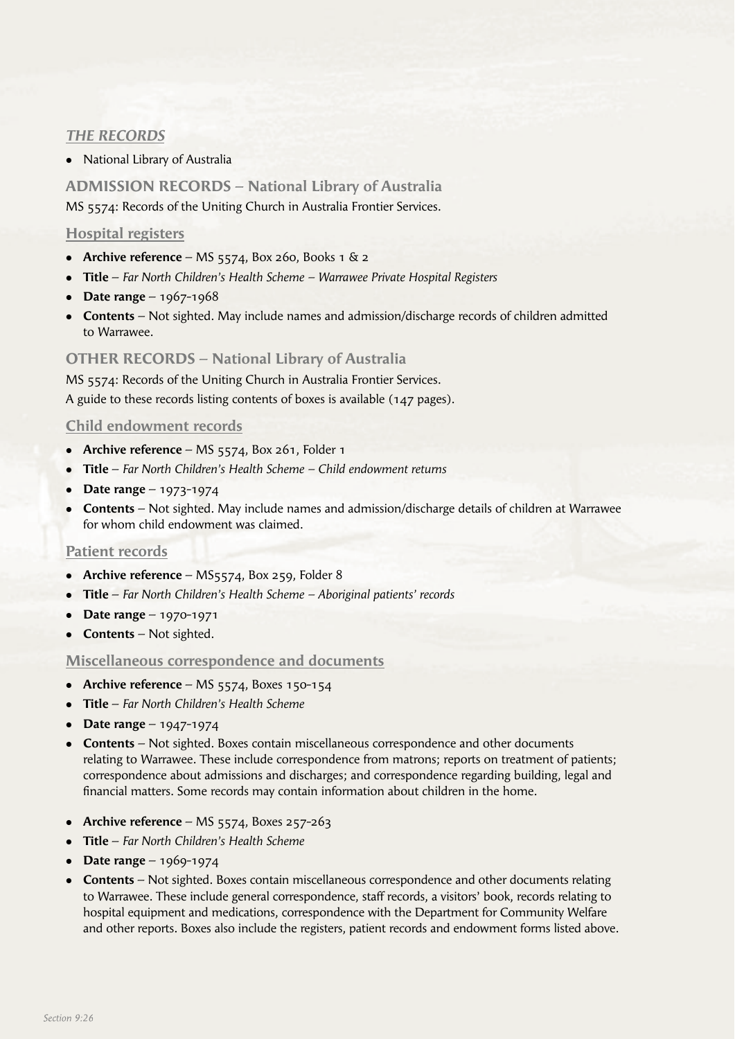## *THE RECORDS*

- National Library of Australia

### ADMISSION RECORDS – National Library of Australia

MS 5574: Records of the Uniting Church in Australia Frontier Services.

#### Hospital registers

- **Archive reference** – MS 5574, Box 260, Books 1 & 2
- **Title** – *Far North Children's Health Scheme – Warrawee Private Hospital Registers*
- **Date range** – 1967-1968
- **Contents** – Not sighted. May include names and admission/discharge records of children admitted to Warrawee.

### OTHER RECORDS – National Library of Australia

MS 5574: Records of the Uniting Church in Australia Frontier Services.

A guide to these records listing contents of boxes is available (147 pages).

#### Child endowment records

- **Archive reference** – MS 5574, Box 261, Folder 1
- **Title** – *Far North Children's Health Scheme – Child endowment returns*
- **Date range** – 1973-1974
- **Contents** – Not sighted. May include names and admission/discharge details of children at Warrawee for whom child endowment was claimed.

#### Patient records

- **Archive reference** – MS5574, Box 259, Folder 8
- **Title** – *Far North Children's Health Scheme – Aboriginal patients' records*
- **Date range** – 1970-1971
- **Contents** – Not sighted.

#### Miscellaneous correspondence and documents

- **Archive reference** – MS 5574, Boxes 150-154
- **Title** – *Far North Children's Health Scheme*
- **Date range** – 1947-1974
- **Contents** – Not sighted. Boxes contain miscellaneous correspondence and other documents relating to Warrawee. These include correspondence from matrons; reports on treatment of patients; correspondence about admissions and discharges; and correspondence regarding building, legal and financial matters. Some records may contain information about children in the home.

- **Archive reference** – MS 5574, Boxes 257-263
- **Title** – *Far North Children's Health Scheme*
- **Date range** – 1969-1974
- **Contents** – Not sighted. Boxes contain miscellaneous correspondence and other documents relating to Warrawee. These include general correspondence, staff records, a visitors' book, records relating to hospital equipment and medications, correspondence with the Department for Community Welfare and other reports. Boxes also include the registers, patient records and endowment forms listed above.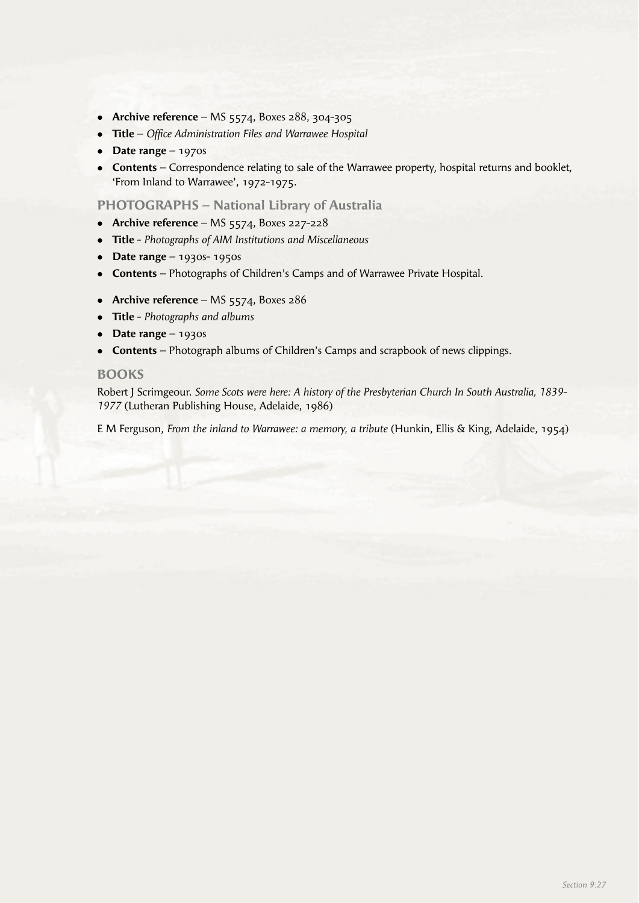- **Archive reference** – MS 5574, Boxes 288, 304-305
- **Title** – *Office Administration Files and Warrawee Hospital*
- **Date range** – 1970s
- **Contents** – Correspondence relating to sale of the Warrawee property, hospital returns and booklet, 'From Inland to Warrawee', 1972-1975.

## PHOTOGRAPHS – National Library of Australia

- **Archive reference** – MS 5574, Boxes 227-228
- **Title** - *Photographs of AIM Institutions and Miscellaneous*
- **Date range** – 1930s- 1950s
- **Contents** – Photographs of Children's Camps and of Warrawee Private Hospital.

- **Archive reference** – MS 5574, Boxes 286
- **Title** - *Photographs and albums*
- **Date range** – 1930s
- **Contents** – Photograph albums of Children's Camps and scrapbook of news clippings.

## BOOKS

Robert J Scrimgeour. *Some Scots were here: A history of the Presbyterian Church In South Australia, 1839-1977* (Lutheran Publishing House, Adelaide, 1986)

E M Ferguson, *From the inland to Warrawee: a memory, a tribute* (Hunkin, Ellis & King, Adelaide, 1954)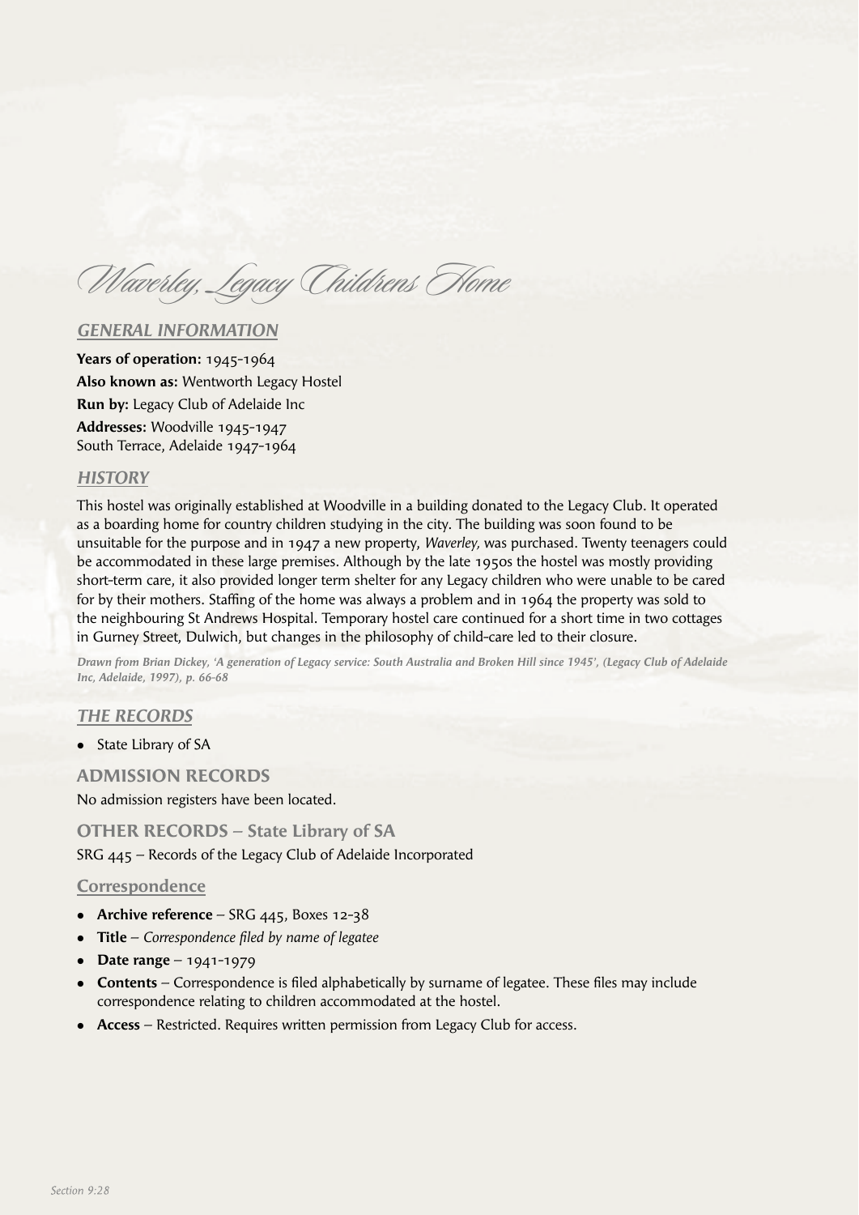# Waverley, Legacy Childrens Home

## GENERAL INFORMATION

**Years of operation:** 1945-1964
**Also known as:** Wentworth Legacy Hostel
**Run by:** Legacy Club of Adelaide Inc
**Addresses:** Woodville 1945-1947
South Terrace, Adelaide 1947-1964

## HISTORY

This hostel was originally established at Woodville in a building donated to the Legacy Club. It operated as a boarding home for country children studying in the city. The building was soon found to be unsuitable for the purpose and in 1947 a new property, *Waverley,* was purchased. Twenty teenagers could be accommodated in these large premises. Although by the late 1950s the hostel was mostly providing short-term care, it also provided longer term shelter for any Legacy children who were unable to be cared for by their mothers. Staffing of the home was always a problem and in 1964 the property was sold to the neighbouring St Andrews Hospital. Temporary hostel care continued for a short time in two cottages in Gurney Street, Dulwich, but changes in the philosophy of child-care led to their closure.

*Drawn from Brian Dickey, 'A generation of Legacy service: South Australia and Broken Hill since 1945', (Legacy Club of Adelaide Inc, Adelaide, 1997), p. 66-68*

## THE RECORDS

- State Library of SA

### ADMISSION RECORDS

No admission registers have been located.

### OTHER RECORDS – State Library of SA

SRG 445 – Records of the Legacy Club of Adelaide Incorporated

#### Correspondence

- **Archive reference** – SRG 445, Boxes 12-38
- **Title** – *Correspondence filed by name of legatee*
- **Date range** – 1941-1979
- **Contents** – Correspondence is filed alphabetically by surname of legatee. These files may include correspondence relating to children accommodated at the hostel.
- **Access** – Restricted. Requires written permission from Legacy Club for access.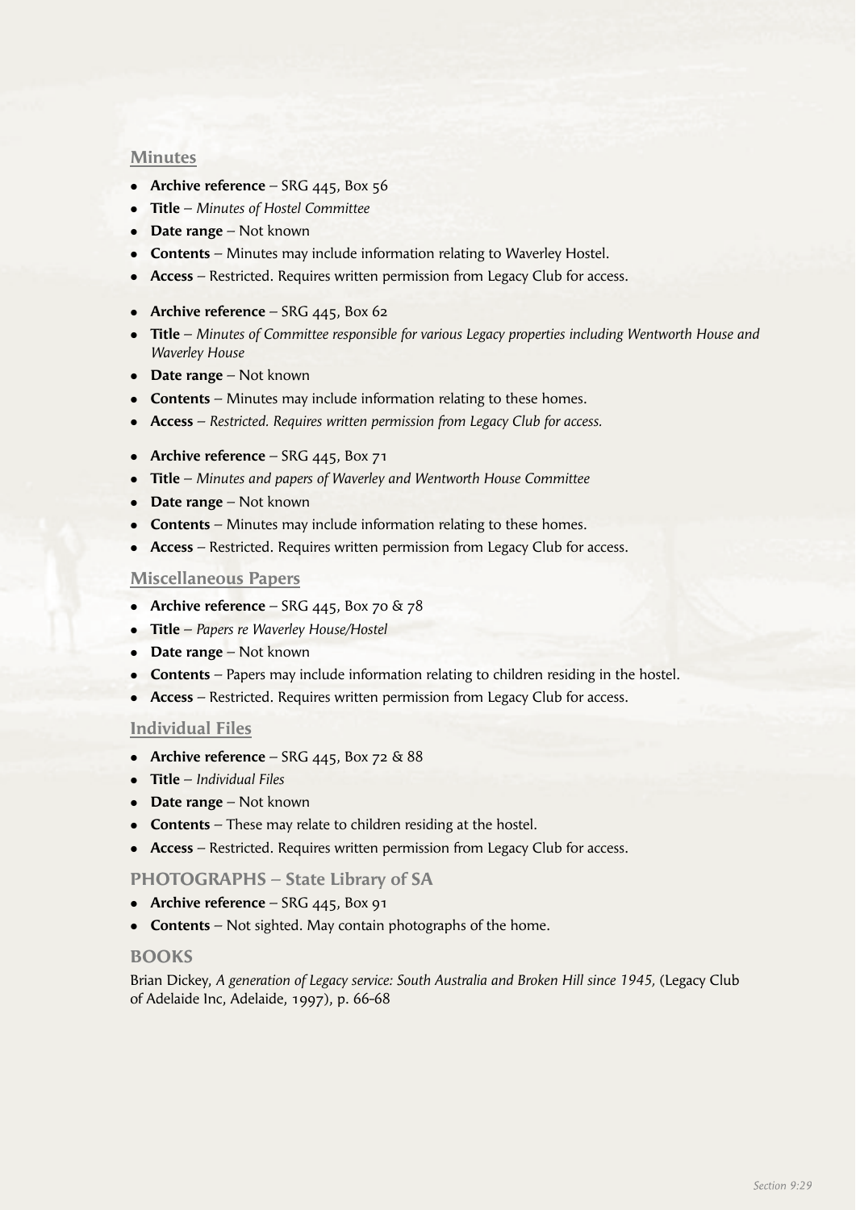### Minutes

- **Archive reference** – SRG 445, Box 56
- **Title** – *Minutes of Hostel Committee*
- **Date range** – Not known
- **Contents** – Minutes may include information relating to Waverley Hostel.
- **Access** – Restricted. Requires written permission from Legacy Club for access.

- **Archive reference** – SRG 445, Box 62
- **Title** – *Minutes of Committee responsible for various Legacy properties including Wentworth House and Waverley House*
- **Date range** – Not known
- **Contents** – Minutes may include information relating to these homes.
- **Access** – *Restricted. Requires written permission from Legacy Club for access.*

- **Archive reference** – SRG 445, Box 71
- **Title** – *Minutes and papers of Waverley and Wentworth House Committee*
- **Date range** – Not known
- **Contents** – Minutes may include information relating to these homes.
- **Access** – Restricted. Requires written permission from Legacy Club for access.

### Miscellaneous Papers

- **Archive reference** – SRG 445, Box 70 & 78
- **Title** – *Papers re Waverley House/Hostel*
- **Date range** – Not known
- **Contents** – Papers may include information relating to children residing in the hostel.
- **Access** – Restricted. Requires written permission from Legacy Club for access.

### Individual Files

- **Archive reference** – SRG 445, Box 72 & 88
- **Title** – *Individual Files*
- **Date range** – Not known
- **Contents** – These may relate to children residing at the hostel.
- **Access** – Restricted. Requires written permission from Legacy Club for access.

### PHOTOGRAPHS – State Library of SA

- **Archive reference** – SRG 445, Box 91
- **Contents** – Not sighted. May contain photographs of the home.

### BOOKS

Brian Dickey, *A generation of Legacy service: South Australia and Broken Hill since 1945,* (Legacy Club of Adelaide Inc, Adelaide, 1997), p. 66-68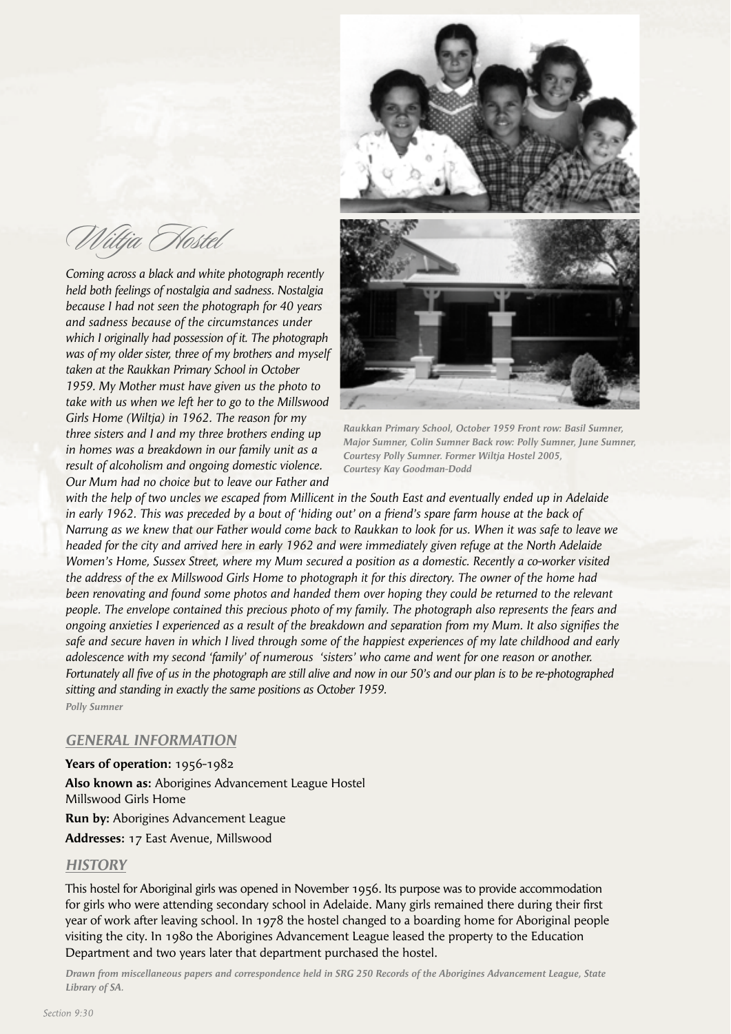# Wiltja Hostel

*Coming across a black and white photograph recently held both feelings of nostalgia and sadness. Nostalgia because I had not seen the photograph for 40 years and sadness because of the circumstances under which I originally had possession of it. The photograph was of my older sister, three of my brothers and myself taken at the Raukkan Primary School in October 1959. My Mother must have given us the photo to take with us when we left her to go to the Millswood Girls Home (Wiltja) in 1962. The reason for my three sisters and I and my three brothers ending up in homes was a breakdown in our family unit as a result of alcoholism and ongoing domestic violence. Our Mum had no choice but to leave our Father and with the help of two uncles we escaped from Millicent in the South East and eventually ended up in Adelaide in early 1962. This was preceded by a bout of 'hiding out' on a friend's spare farm house at the back of Narrung as we knew that our Father would come back to Raukkan to look for us. When it was safe to leave we headed for the city and arrived here in early 1962 and were immediately given refuge at the North Adelaide Women's Home, Sussex Street, where my Mum secured a position as a domestic. Recently a co-worker visited the address of the ex Millswood Girls Home to photograph it for this directory. The owner of the home had been renovating and found some photos and handed them over hoping they could be returned to the relevant people. The envelope contained this precious photo of my family. The photograph also represents the fears and ongoing anxieties I experienced as a result of the breakdown and separation from my Mum. It also signifies the safe and secure haven in which I lived through some of the happiest experiences of my late childhood and early adolescence with my second 'family' of numerous 'sisters' who came and went for one reason or another. Fortunately all five of us in the photograph are still alive and now in our 50's and our plan is to be re-photographed sitting and standing in exactly the same positions as October 1959.*

***Polly Sumner***

***Raukkan Primary School, October 1959 Front row: Basil Sumner, Major Sumner, Colin Sumner Back row: Polly Sumner, June Sumner, Courtesy Polly Sumner. Former Wiltja Hostel 2005, Courtesy Kay Goodman-Dodd***

## *GENERAL INFORMATION*

**Years of operation:** 1956-1982

**Also known as:** Aborigines Advancement League Hostel
Millswood Girls Home

**Run by:** Aborigines Advancement League

**Addresses:** 17 East Avenue, Millswood

## *HISTORY*

This hostel for Aboriginal girls was opened in November 1956. Its purpose was to provide accommodation for girls who were attending secondary school in Adelaide. Many girls remained there during their first year of work after leaving school. In 1978 the hostel changed to a boarding home for Aboriginal people visiting the city. In 1980 the Aborigines Advancement League leased the property to the Education Department and two years later that department purchased the hostel.

***Drawn from miscellaneous papers and correspondence held in SRG 250 Records of the Aborigines Advancement League, State Library of SA.***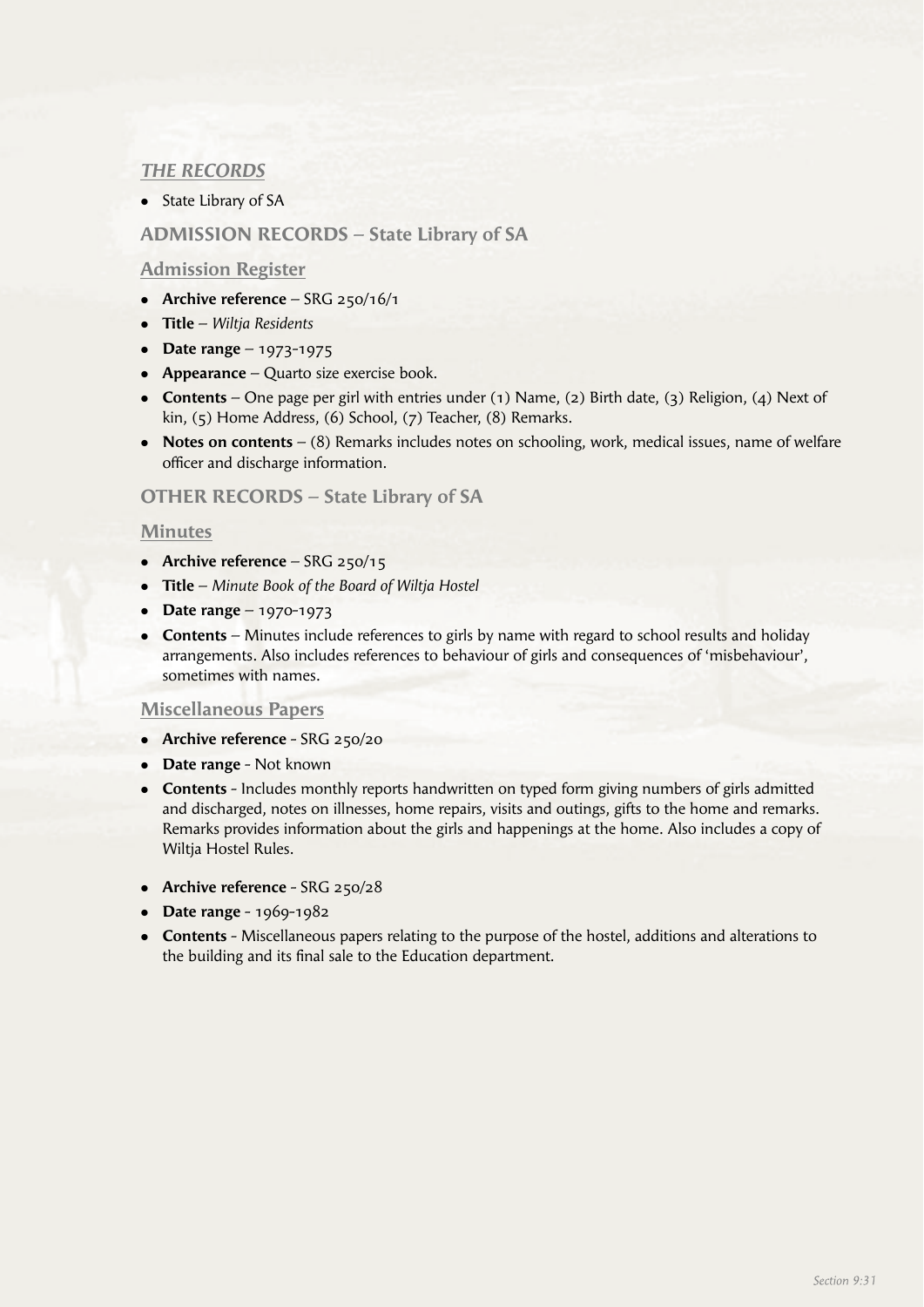## *THE RECORDS*

- State Library of SA

## ADMISSION RECORDS – State Library of SA

### Admission Register

- **Archive reference** – SRG 250/16/1
- **Title** – *Wiltja Residents*
- **Date range** – 1973-1975
- **Appearance** – Quarto size exercise book.
- **Contents** – One page per girl with entries under (1) Name, (2) Birth date, (3) Religion, (4) Next of kin, (5) Home Address, (6) School, (7) Teacher, (8) Remarks.
- **Notes on contents** – (8) Remarks includes notes on schooling, work, medical issues, name of welfare officer and discharge information.

## OTHER RECORDS – State Library of SA

### Minutes

- **Archive reference** – SRG 250/15
- **Title** – *Minute Book of the Board of Wiltja Hostel*
- **Date range** – 1970-1973
- **Contents** – Minutes include references to girls by name with regard to school results and holiday arrangements. Also includes references to behaviour of girls and consequences of 'misbehaviour', sometimes with names.

### Miscellaneous Papers

- **Archive reference** - SRG 250/20
- **Date range** - Not known
- **Contents** - Includes monthly reports handwritten on typed form giving numbers of girls admitted and discharged, notes on illnesses, home repairs, visits and outings, gifts to the home and remarks. Remarks provides information about the girls and happenings at the home. Also includes a copy of Wiltja Hostel Rules.

- **Archive reference** - SRG 250/28
- **Date range** - 1969-1982
- **Contents** - Miscellaneous papers relating to the purpose of the hostel, additions and alterations to the building and its final sale to the Education department.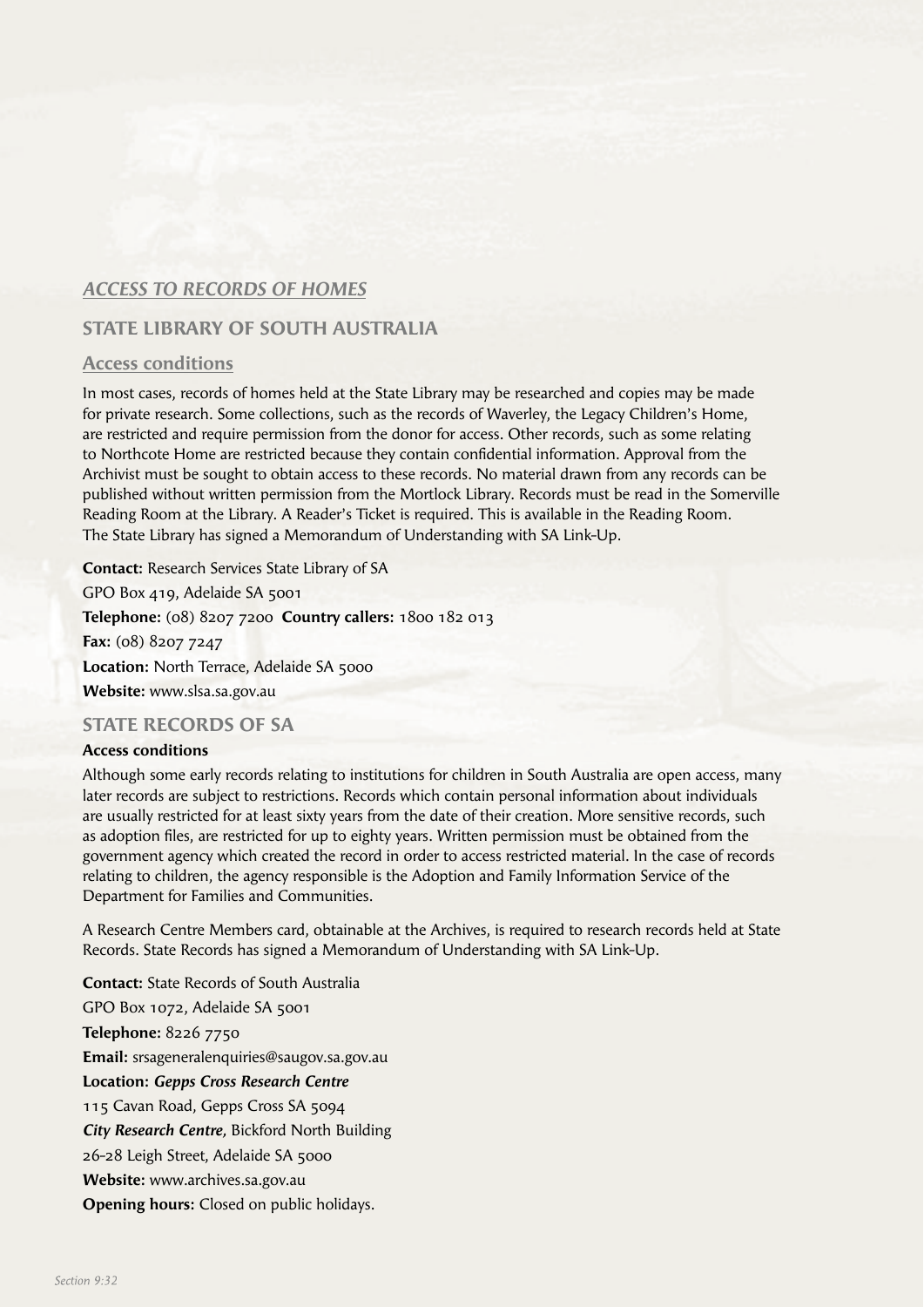## *ACCESS TO RECORDS OF HOMES*

## STATE LIBRARY OF SOUTH AUSTRALIA

### Access conditions

In most cases, records of homes held at the State Library may be researched and copies may be made for private research. Some collections, such as the records of Waverley, the Legacy Children's Home, are restricted and require permission from the donor for access. Other records, such as some relating to Northcote Home are restricted because they contain confidential information. Approval from the Archivist must be sought to obtain access to these records. No material drawn from any records can be published without written permission from the Mortlock Library. Records must be read in the Somerville Reading Room at the Library. A Reader's Ticket is required. This is available in the Reading Room. The State Library has signed a Memorandum of Understanding with SA Link-Up.

**Contact:** Research Services State Library of SA

GPO Box 419, Adelaide SA 5001

**Telephone:** (08) 8207 7200 **Country callers:** 1800 182 013

**Fax:** (08) 8207 7247

**Location:** North Terrace, Adelaide SA 5000

**Website:** www.slsa.sa.gov.au

## STATE RECORDS OF SA

### Access conditions

Although some early records relating to institutions for children in South Australia are open access, many later records are subject to restrictions. Records which contain personal information about individuals are usually restricted for at least sixty years from the date of their creation. More sensitive records, such as adoption files, are restricted for up to eighty years. Written permission must be obtained from the government agency which created the record in order to access restricted material. In the case of records relating to children, the agency responsible is the Adoption and Family Information Service of the Department for Families and Communities.

A Research Centre Members card, obtainable at the Archives, is required to research records held at State Records. State Records has signed a Memorandum of Understanding with SA Link-Up.

**Contact:** State Records of South Australia

GPO Box 1072, Adelaide SA 5001

**Telephone:** 8226 7750

**Email:** srsageneralenquiries@saugov.sa.gov.au

**Location:** ***Gepps Cross Research Centre***

115 Cavan Road, Gepps Cross SA 5094

***City Research Centre,*** Bickford North Building

26-28 Leigh Street, Adelaide SA 5000

**Website:** www.archives.sa.gov.au

**Opening hours:** Closed on public holidays.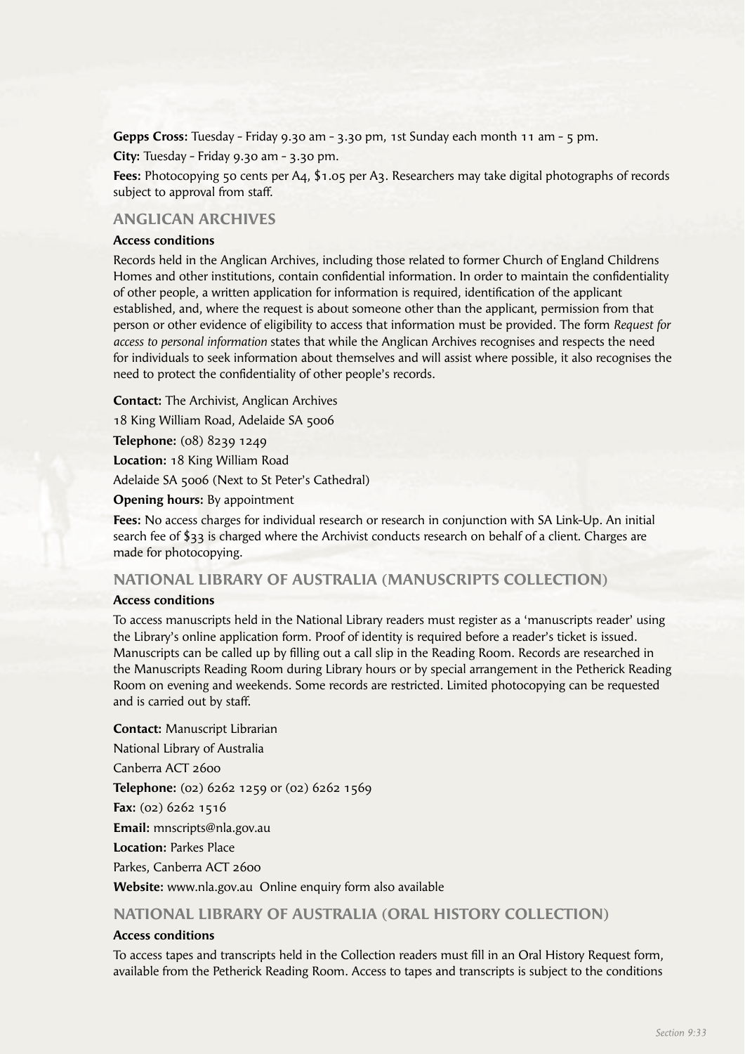**Gepps Cross:** Tuesday - Friday 9.30 am - 3.30 pm, 1st Sunday each month 11 am - 5 pm.

**City:** Tuesday - Friday 9.30 am - 3.30 pm.

**Fees:** Photocopying 50 cents per A4, $1.05 per A3. Researchers may take digital photographs of records subject to approval from staff.

## ANGLICAN ARCHIVES

**Access conditions**

Records held in the Anglican Archives, including those related to former Church of England Childrens Homes and other institutions, contain confidential information. In order to maintain the confidentiality of other people, a written application for information is required, identification of the applicant established, and, where the request is about someone other than the applicant, permission from that person or other evidence of eligibility to access that information must be provided. The form *Request for access to personal information* states that while the Anglican Archives recognises and respects the need for individuals to seek information about themselves and will assist where possible, it also recognises the need to protect the confidentiality of other people's records.

**Contact:** The Archivist, Anglican Archives

18 King William Road, Adelaide SA 5006

**Telephone:** (08) 8239 1249

**Location:** 18 King William Road

Adelaide SA 5006 (Next to St Peter's Cathedral)

**Opening hours:** By appointment

**Fees:** No access charges for individual research or research in conjunction with SA Link-Up. An initial search fee of $33 is charged where the Archivist conducts research on behalf of a client. Charges are made for photocopying.

## NATIONAL LIBRARY OF AUSTRALIA (MANUSCRIPTS COLLECTION)

**Access conditions**

To access manuscripts held in the National Library readers must register as a 'manuscripts reader' using the Library's online application form. Proof of identity is required before a reader's ticket is issued. Manuscripts can be called up by filling out a call slip in the Reading Room. Records are researched in the Manuscripts Reading Room during Library hours or by special arrangement in the Petherick Reading Room on evening and weekends. Some records are restricted. Limited photocopying can be requested and is carried out by staff.

**Contact:** Manuscript Librarian

National Library of Australia

Canberra ACT 2600

**Telephone:** (02) 6262 1259 or (02) 6262 1569

**Fax:** (02) 6262 1516

**Email:** mnscripts@nla.gov.au

**Location:** Parkes Place

Parkes, Canberra ACT 2600

**Website:** www.nla.gov.au Online enquiry form also available

## NATIONAL LIBRARY OF AUSTRALIA (ORAL HISTORY COLLECTION)

**Access conditions**

To access tapes and transcripts held in the Collection readers must fill in an Oral History Request form, available from the Petherick Reading Room. Access to tapes and transcripts is subject to the conditions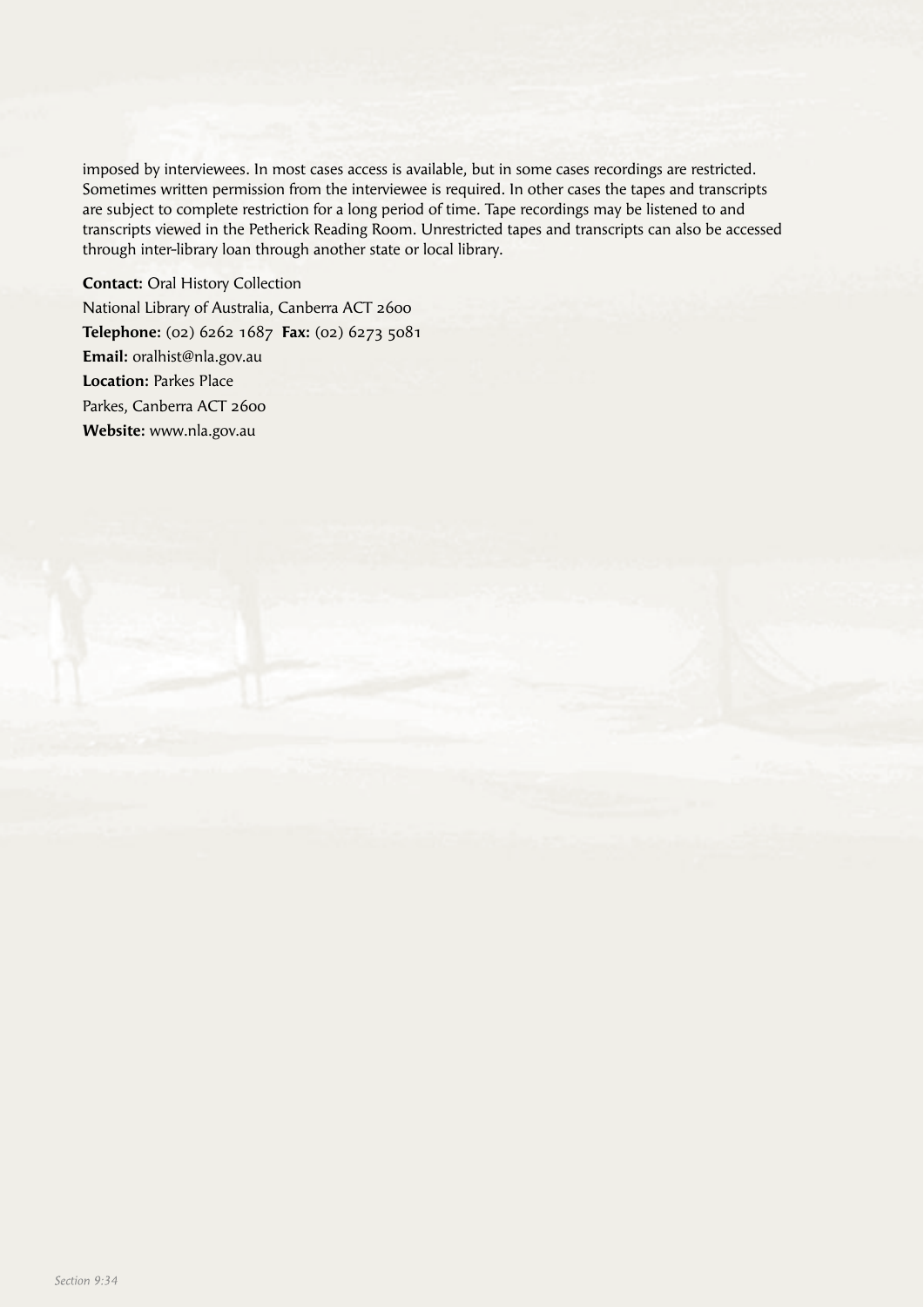imposed by interviewees. In most cases access is available, but in some cases recordings are restricted. Sometimes written permission from the interviewee is required. In other cases the tapes and transcripts are subject to complete restriction for a long period of time. Tape recordings may be listened to and transcripts viewed in the Petherick Reading Room. Unrestricted tapes and transcripts can also be accessed through inter-library loan through another state or local library.

**Contact:** Oral History Collection
National Library of Australia, Canberra ACT 2600
**Telephone:** (02) 6262 1687 **Fax:** (02) 6273 5081
**Email:** oralhist@nla.gov.au
**Location:** Parkes Place
Parkes, Canberra ACT 2600
**Website:** www.nla.gov.au